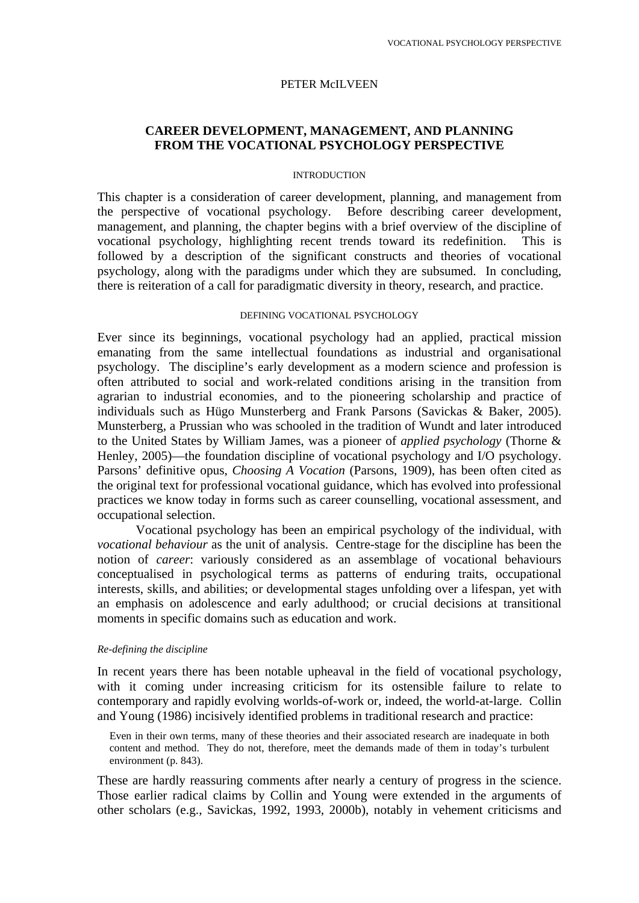PETER McILVEEN

# CAREER DEVELOPMENT, MANAGEMENT, AND PLANNING FROM THE VOCATIONAL PSYCHOLOGY PERSPECTIVE

## INTRODUCTION

This chapter is a consideration of career development, planning, and management from the perspective of vocational psychology. Before describing career development, management, and planning, the chapter begins with a brief overview of the discipline of vocational psychology, highlighting recent trends toward its redefinition. This is followed by a description of the significant constructs and theories of vocational psychology, along with the paradigms under which they are subsumed. In concluding, there is reiteration of a call for paradigmatic diversity in theory, research, and practice.

## DEFINING VOCATIONAL PSYCHOLOGY

Ever since its beginnings, vocational psychology had an applied, practical mission emanating from the same intellectual foundations as industrial and organisational psychology. The discipline's early development as a modern science and profession is often attributed to social and work-related conditions arising in the transition from agrarian to industrial economies, and to the pioneering scholarship and practice of individuals such as Hügo Munsterberg and Frank Parsons (Savickas & Baker, 2005). Munsterberg, a Prussian who was schooled in the tradition of Wundt and later introduced to the United States by William James, was a pioneer of *applied psychology* (Thorne & Henley, 2005)—the foundation discipline of vocational psychology and I/O psychology. Parsons' definitive opus, *Choosing A Vocation* (Parsons, 1909), has been often cited as the original text for professional vocational guidance, which has evolved into professional practices we know today in forms such as career counselling, vocational assessment, and occupational selection.

Vocational psychology has been an empirical psychology of the individual, with *vocational behaviour* as the unit of analysis. Centre-stage for the discipline has been the notion of *career*: variously considered as an assemblage of vocational behaviours conceptualised in psychological terms as patterns of enduring traits, occupational interests, skills, and abilities; or developmental stages unfolding over a lifespan, yet with an emphasis on adolescence and early adulthood; or crucial decisions at transitional moments in specific domains such as education and work.

### *Re-defining the discipline*

In recent years there has been notable upheaval in the field of vocational psychology, with it coming under increasing criticism for its ostensible failure to relate to contemporary and rapidly evolving worlds-of-work or, indeed, the world-at-large. Collin and Young (1986) incisively identified problems in traditional research and practice:

> Even in their own terms, many of these theories and their associated research are inadequate in both content and method. They do not, therefore, meet the demands made of them in today's turbulent environment (p. 843).

These are hardly reassuring comments after nearly a century of progress in the science. Those earlier radical claims by Collin and Young were extended in the arguments of other scholars (e.g., Savickas, 1992, 1993, 2000b), notably in vehement criticisms and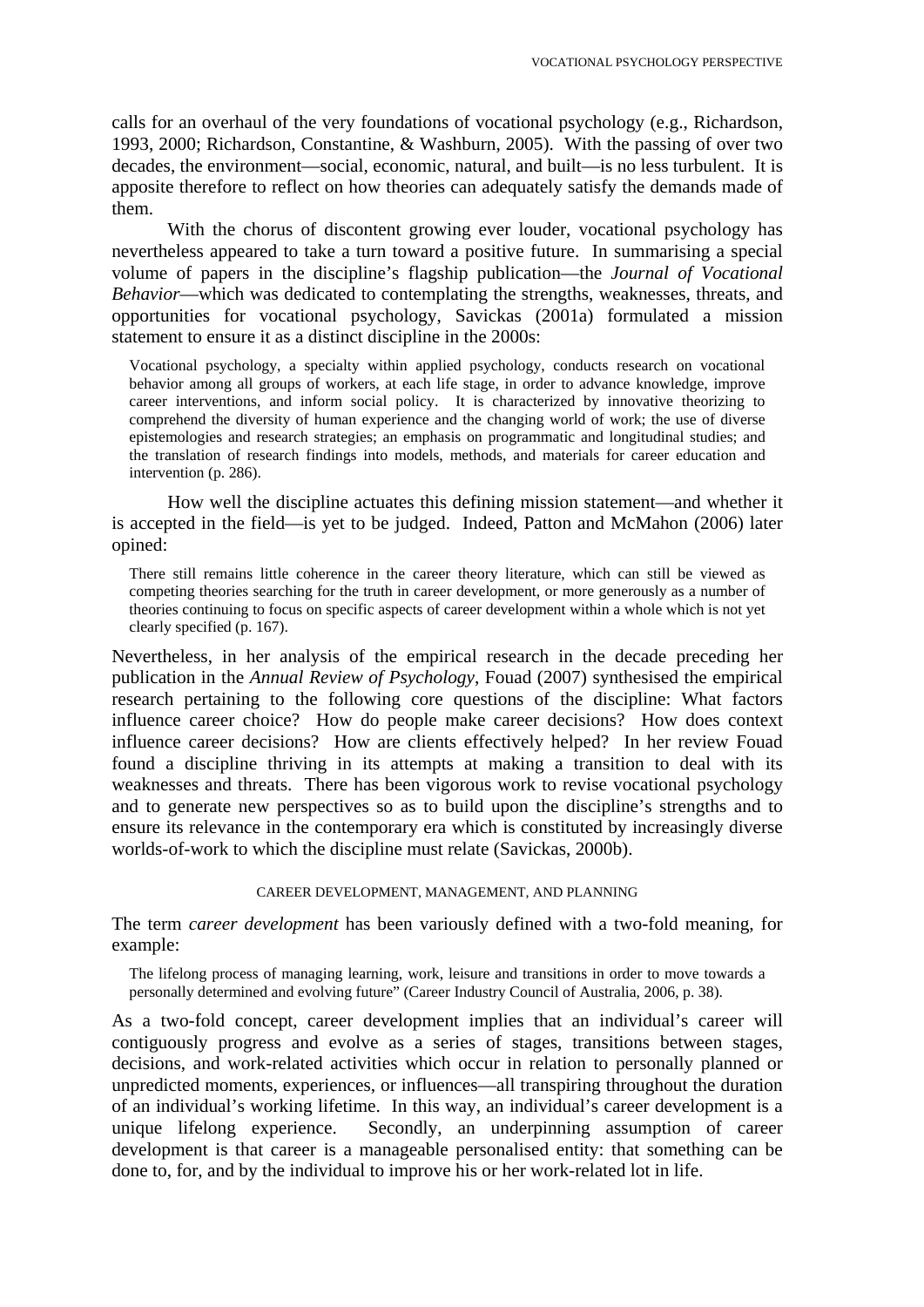calls for an overhaul of the very foundations of vocational psychology (e.g., Richardson, 1993, 2000; Richardson, Constantine, & Washburn, 2005). With the passing of over two decades, the environment—social, economic, natural, and built—is no less turbulent. It is apposite therefore to reflect on how theories can adequately satisfy the demands made of them.

With the chorus of discontent growing ever louder, vocational psychology has nevertheless appeared to take a turn toward a positive future. In summarising a special volume of papers in the discipline's flagship publication—the *Journal of Vocational Behavior*—which was dedicated to contemplating the strengths, weaknesses, threats, and opportunities for vocational psychology, Savickas (2001a) formulated a mission statement to ensure it as a distinct discipline in the 2000s:

> Vocational psychology, a specialty within applied psychology, conducts research on vocational behavior among all groups of workers, at each life stage, in order to advance knowledge, improve career interventions, and inform social policy. It is characterized by innovative theorizing to comprehend the diversity of human experience and the changing world of work; the use of diverse epistemologies and research strategies; an emphasis on programmatic and longitudinal studies; and the translation of research findings into models, methods, and materials for career education and intervention (p. 286).

How well the discipline actuates this defining mission statement—and whether it is accepted in the field—is yet to be judged. Indeed, Patton and McMahon (2006) later opined:

> There still remains little coherence in the career theory literature, which can still be viewed as competing theories searching for the truth in career development, or more generously as a number of theories continuing to focus on specific aspects of career development within a whole which is not yet clearly specified (p. 167).

Nevertheless, in her analysis of the empirical research in the decade preceding her publication in the *Annual Review of Psychology*, Fouad (2007) synthesised the empirical research pertaining to the following core questions of the discipline: What factors influence career choice? How do people make career decisions? How does context influence career decisions? How are clients effectively helped? In her review Fouad found a discipline thriving in its attempts at making a transition to deal with its weaknesses and threats. There has been vigorous work to revise vocational psychology and to generate new perspectives so as to build upon the discipline's strengths and to ensure its relevance in the contemporary era which is constituted by increasingly diverse worlds-of-work to which the discipline must relate (Savickas, 2000b).

## CAREER DEVELOPMENT, MANAGEMENT, AND PLANNING

The term *career development* has been variously defined with a two-fold meaning, for example:

> The lifelong process of managing learning, work, leisure and transitions in order to move towards a personally determined and evolving future" (Career Industry Council of Australia, 2006, p. 38).

As a two-fold concept, career development implies that an individual's career will contiguously progress and evolve as a series of stages, transitions between stages, decisions, and work-related activities which occur in relation to personally planned or unpredicted moments, experiences, or influences—all transpiring throughout the duration of an individual's working lifetime. In this way, an individual's career development is a unique lifelong experience. Secondly, an underpinning assumption of career development is that career is a manageable personalised entity: that something can be done to, for, and by the individual to improve his or her work-related lot in life.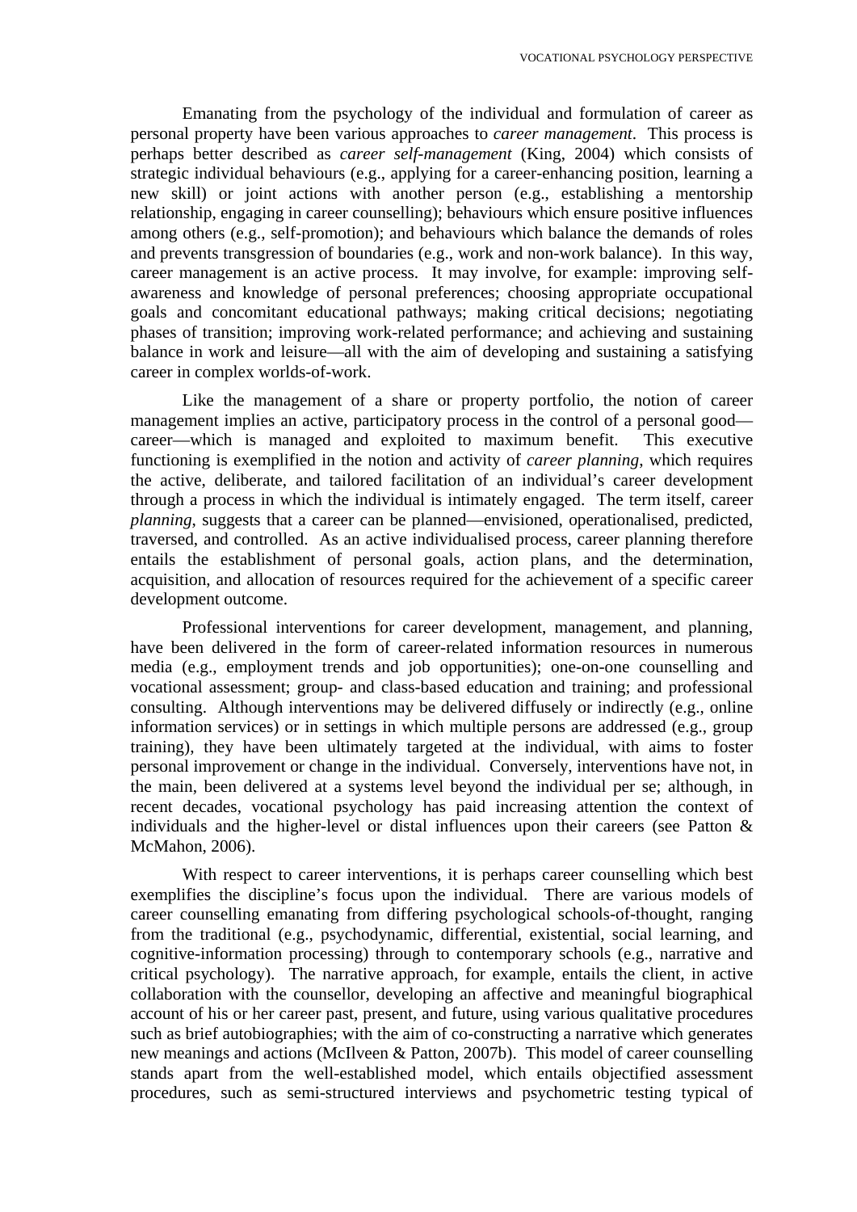Emanating from the psychology of the individual and formulation of career as personal property have been various approaches to *career management*. This process is perhaps better described as *career self-management* (King, 2004) which consists of strategic individual behaviours (e.g., applying for a career-enhancing position, learning a new skill) or joint actions with another person (e.g., establishing a mentorship relationship, engaging in career counselling); behaviours which ensure positive influences among others (e.g., self-promotion); and behaviours which balance the demands of roles and prevents transgression of boundaries (e.g., work and non-work balance). In this way, career management is an active process. It may involve, for example: improving self-awareness and knowledge of personal preferences; choosing appropriate occupational goals and concomitant educational pathways; making critical decisions; negotiating phases of transition; improving work-related performance; and achieving and sustaining balance in work and leisure—all with the aim of developing and sustaining a satisfying career in complex worlds-of-work.

Like the management of a share or property portfolio, the notion of career management implies an active, participatory process in the control of a personal good—career—which is managed and exploited to maximum benefit. This executive functioning is exemplified in the notion and activity of *career planning*, which requires the active, deliberate, and tailored facilitation of an individual's career development through a process in which the individual is intimately engaged. The term itself, career *planning*, suggests that a career can be planned—envisioned, operationalised, predicted, traversed, and controlled. As an active individualised process, career planning therefore entails the establishment of personal goals, action plans, and the determination, acquisition, and allocation of resources required for the achievement of a specific career development outcome.

Professional interventions for career development, management, and planning, have been delivered in the form of career-related information resources in numerous media (e.g., employment trends and job opportunities); one-on-one counselling and vocational assessment; group- and class-based education and training; and professional consulting. Although interventions may be delivered diffusely or indirectly (e.g., online information services) or in settings in which multiple persons are addressed (e.g., group training), they have been ultimately targeted at the individual, with aims to foster personal improvement or change in the individual. Conversely, interventions have not, in the main, been delivered at a systems level beyond the individual per se; although, in recent decades, vocational psychology has paid increasing attention the context of individuals and the higher-level or distal influences upon their careers (see Patton & McMahon, 2006).

With respect to career interventions, it is perhaps career counselling which best exemplifies the discipline's focus upon the individual. There are various models of career counselling emanating from differing psychological schools-of-thought, ranging from the traditional (e.g., psychodynamic, differential, existential, social learning, and cognitive-information processing) through to contemporary schools (e.g., narrative and critical psychology). The narrative approach, for example, entails the client, in active collaboration with the counsellor, developing an affective and meaningful biographical account of his or her career past, present, and future, using various qualitative procedures such as brief autobiographies; with the aim of co-constructing a narrative which generates new meanings and actions (McIlveen & Patton, 2007b). This model of career counselling stands apart from the well-established model, which entails objectified assessment procedures, such as semi-structured interviews and psychometric testing typical of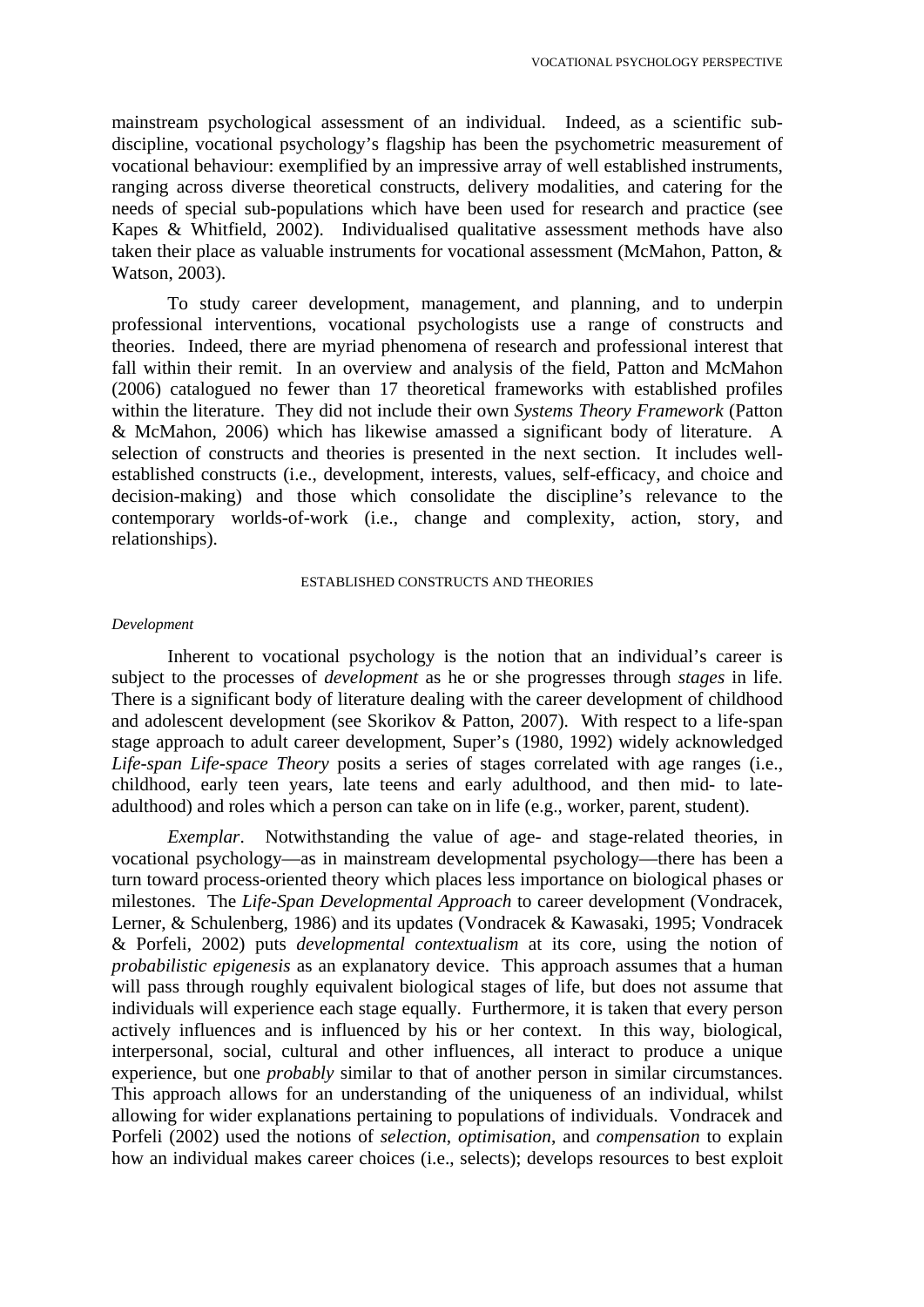mainstream psychological assessment of an individual. Indeed, as a scientific sub-discipline, vocational psychology's flagship has been the psychometric measurement of vocational behaviour: exemplified by an impressive array of well established instruments, ranging across diverse theoretical constructs, delivery modalities, and catering for the needs of special sub-populations which have been used for research and practice (see Kapes & Whitfield, 2002). Individualised qualitative assessment methods have also taken their place as valuable instruments for vocational assessment (McMahon, Patton, & Watson, 2003).

To study career development, management, and planning, and to underpin professional interventions, vocational psychologists use a range of constructs and theories. Indeed, there are myriad phenomena of research and professional interest that fall within their remit. In an overview and analysis of the field, Patton and McMahon (2006) catalogued no fewer than 17 theoretical frameworks with established profiles within the literature. They did not include their own *Systems Theory Framework* (Patton & McMahon, 2006) which has likewise amassed a significant body of literature. A selection of constructs and theories is presented in the next section. It includes well-established constructs (i.e., development, interests, values, self-efficacy, and choice and decision-making) and those which consolidate the discipline's relevance to the contemporary worlds-of-work (i.e., change and complexity, action, story, and relationships).

## ESTABLISHED CONSTRUCTS AND THEORIES

### *Development*

Inherent to vocational psychology is the notion that an individual's career is subject to the processes of *development* as he or she progresses through *stages* in life. There is a significant body of literature dealing with the career development of childhood and adolescent development (see Skorikov & Patton, 2007). With respect to a life-span stage approach to adult career development, Super's (1980, 1992) widely acknowledged *Life-span Life-space Theory* posits a series of stages correlated with age ranges (i.e., childhood, early teen years, late teens and early adulthood, and then mid- to late-adulthood) and roles which a person can take on in life (e.g., worker, parent, student).

*Exemplar*. Notwithstanding the value of age- and stage-related theories, in vocational psychology—as in mainstream developmental psychology—there has been a turn toward process-oriented theory which places less importance on biological phases or milestones. The *Life-Span Developmental Approach* to career development (Vondracek, Lerner, & Schulenberg, 1986) and its updates (Vondracek & Kawasaki, 1995; Vondracek & Porfeli, 2002) puts *developmental contextualism* at its core, using the notion of *probabilistic epigenesis* as an explanatory device. This approach assumes that a human will pass through roughly equivalent biological stages of life, but does not assume that individuals will experience each stage equally. Furthermore, it is taken that every person actively influences and is influenced by his or her context. In this way, biological, interpersonal, social, cultural and other influences, all interact to produce a unique experience, but one *probably* similar to that of another person in similar circumstances. This approach allows for an understanding of the uniqueness of an individual, whilst allowing for wider explanations pertaining to populations of individuals. Vondracek and Porfeli (2002) used the notions of *selection*, *optimisation*, and *compensation* to explain how an individual makes career choices (i.e., selects); develops resources to best exploit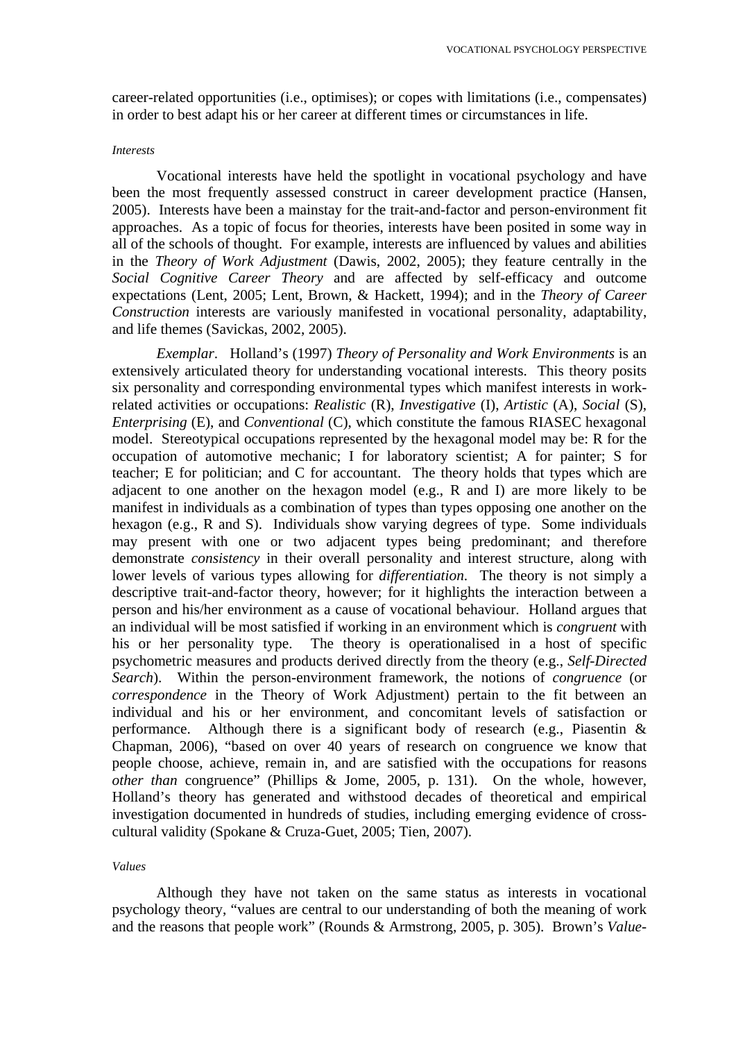career-related opportunities (i.e., optimises); or copes with limitations (i.e., compensates) in order to best adapt his or her career at different times or circumstances in life.

*Interests*

Vocational interests have held the spotlight in vocational psychology and have been the most frequently assessed construct in career development practice (Hansen, 2005). Interests have been a mainstay for the trait-and-factor and person-environment fit approaches. As a topic of focus for theories, interests have been posited in some way in all of the schools of thought. For example, interests are influenced by values and abilities in the *Theory of Work Adjustment* (Dawis, 2002, 2005); they feature centrally in the *Social Cognitive Career Theory* and are affected by self-efficacy and outcome expectations (Lent, 2005; Lent, Brown, & Hackett, 1994); and in the *Theory of Career Construction* interests are variously manifested in vocational personality, adaptability, and life themes (Savickas, 2002, 2005).

*Exemplar*. Holland's (1997) *Theory of Personality and Work Environments* is an extensively articulated theory for understanding vocational interests. This theory posits six personality and corresponding environmental types which manifest interests in work-related activities or occupations: *Realistic* (R), *Investigative* (I), *Artistic* (A), *Social* (S), *Enterprising* (E), and *Conventional* (C), which constitute the famous RIASEC hexagonal model. Stereotypical occupations represented by the hexagonal model may be: R for the occupation of automotive mechanic; I for laboratory scientist; A for painter; S for teacher; E for politician; and C for accountant. The theory holds that types which are adjacent to one another on the hexagon model (e.g., R and I) are more likely to be manifest in individuals as a combination of types than types opposing one another on the hexagon (e.g., R and S). Individuals show varying degrees of type. Some individuals may present with one or two adjacent types being predominant; and therefore demonstrate *consistency* in their overall personality and interest structure, along with lower levels of various types allowing for *differentiation*. The theory is not simply a descriptive trait-and-factor theory, however; for it highlights the interaction between a person and his/her environment as a cause of vocational behaviour. Holland argues that an individual will be most satisfied if working in an environment which is *congruent* with his or her personality type. The theory is operationalised in a host of specific psychometric measures and products derived directly from the theory (e.g., *Self-Directed Search*). Within the person-environment framework, the notions of *congruence* (or *correspondence* in the Theory of Work Adjustment) pertain to the fit between an individual and his or her environment, and concomitant levels of satisfaction or performance. Although there is a significant body of research (e.g., Piasentin & Chapman, 2006), "based on over 40 years of research on congruence we know that people choose, achieve, remain in, and are satisfied with the occupations for reasons *other than* congruence" (Phillips & Jome, 2005, p. 131). On the whole, however, Holland's theory has generated and withstood decades of theoretical and empirical investigation documented in hundreds of studies, including emerging evidence of cross-cultural validity (Spokane & Cruza-Guet, 2005; Tien, 2007).

*Values*

Although they have not taken on the same status as interests in vocational psychology theory, "values are central to our understanding of both the meaning of work and the reasons that people work" (Rounds & Armstrong, 2005, p. 305). Brown's *Value-*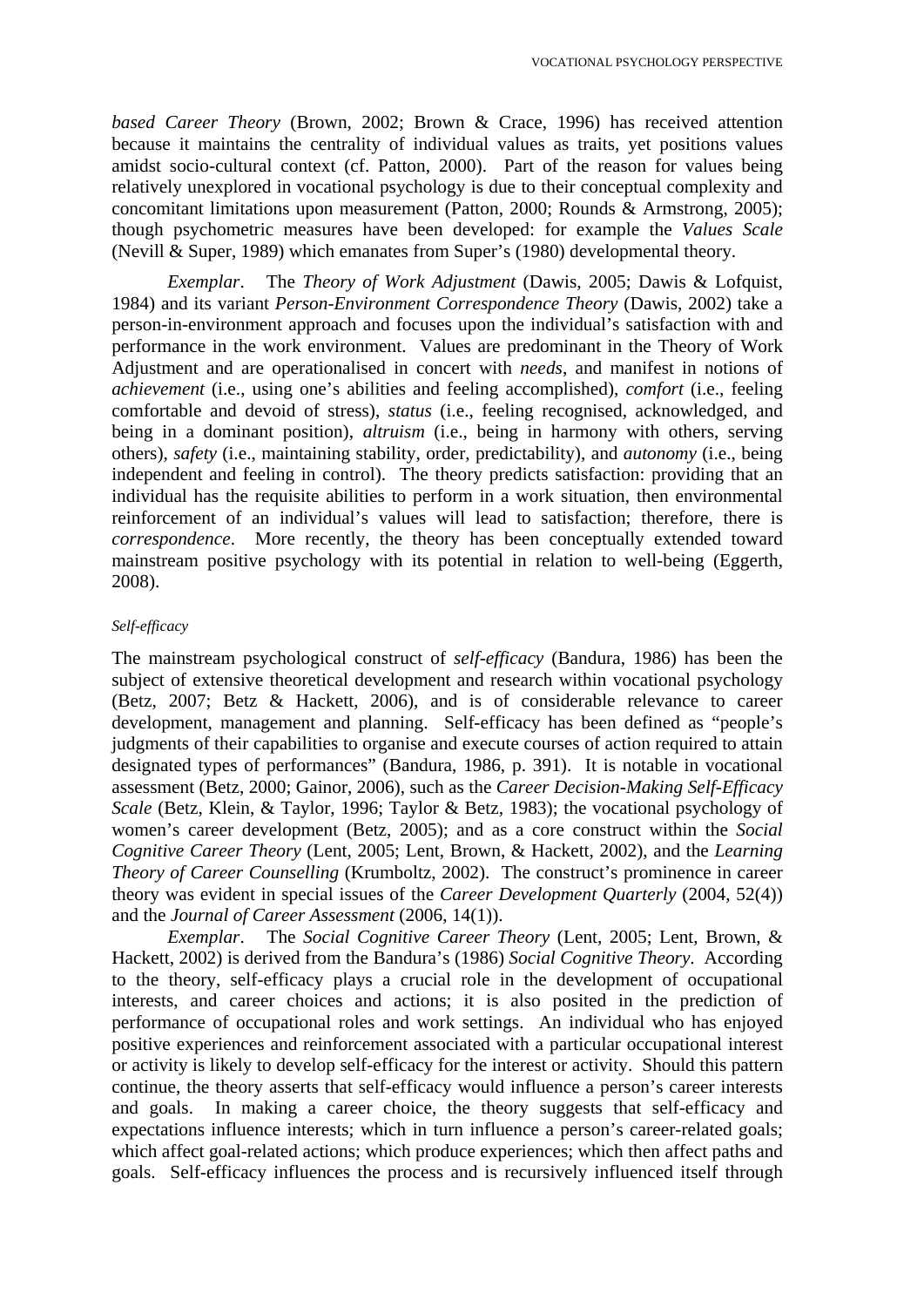*based Career Theory* (Brown, 2002; Brown & Crace, 1996) has received attention because it maintains the centrality of individual values as traits, yet positions values amidst socio-cultural context (cf. Patton, 2000). Part of the reason for values being relatively unexplored in vocational psychology is due to their conceptual complexity and concomitant limitations upon measurement (Patton, 2000; Rounds & Armstrong, 2005); though psychometric measures have been developed: for example the *Values Scale* (Nevill & Super, 1989) which emanates from Super's (1980) developmental theory.

*Exemplar*. The *Theory of Work Adjustment* (Dawis, 2005; Dawis & Lofquist, 1984) and its variant *Person-Environment Correspondence Theory* (Dawis, 2002) take a person-in-environment approach and focuses upon the individual's satisfaction with and performance in the work environment. Values are predominant in the Theory of Work Adjustment and are operationalised in concert with *needs*, and manifest in notions of *achievement* (i.e., using one's abilities and feeling accomplished), *comfort* (i.e., feeling comfortable and devoid of stress), *status* (i.e., feeling recognised, acknowledged, and being in a dominant position), *altruism* (i.e., being in harmony with others, serving others), *safety* (i.e., maintaining stability, order, predictability), and *autonomy* (i.e., being independent and feeling in control). The theory predicts satisfaction: providing that an individual has the requisite abilities to perform in a work situation, then environmental reinforcement of an individual's values will lead to satisfaction; therefore, there is *correspondence*. More recently, the theory has been conceptually extended toward mainstream positive psychology with its potential in relation to well-being (Eggerth, 2008).

###### *Self-efficacy*

The mainstream psychological construct of *self-efficacy* (Bandura, 1986) has been the subject of extensive theoretical development and research within vocational psychology (Betz, 2007; Betz & Hackett, 2006), and is of considerable relevance to career development, management and planning. Self-efficacy has been defined as "people's judgments of their capabilities to organise and execute courses of action required to attain designated types of performances" (Bandura, 1986, p. 391). It is notable in vocational assessment (Betz, 2000; Gainor, 2006), such as the *Career Decision-Making Self-Efficacy Scale* (Betz, Klein, & Taylor, 1996; Taylor & Betz, 1983); the vocational psychology of women's career development (Betz, 2005); and as a core construct within the *Social Cognitive Career Theory* (Lent, 2005; Lent, Brown, & Hackett, 2002), and the *Learning Theory of Career Counselling* (Krumboltz, 2002). The construct's prominence in career theory was evident in special issues of the *Career Development Quarterly* (2004, 52(4)) and the *Journal of Career Assessment* (2006, 14(1)).

*Exemplar*. The *Social Cognitive Career Theory* (Lent, 2005; Lent, Brown, & Hackett, 2002) is derived from the Bandura's (1986) *Social Cognitive Theory*. According to the theory, self-efficacy plays a crucial role in the development of occupational interests, and career choices and actions; it is also posited in the prediction of performance of occupational roles and work settings. An individual who has enjoyed positive experiences and reinforcement associated with a particular occupational interest or activity is likely to develop self-efficacy for the interest or activity. Should this pattern continue, the theory asserts that self-efficacy would influence a person's career interests and goals. In making a career choice, the theory suggests that self-efficacy and expectations influence interests; which in turn influence a person's career-related goals; which affect goal-related actions; which produce experiences; which then affect paths and goals. Self-efficacy influences the process and is recursively influenced itself through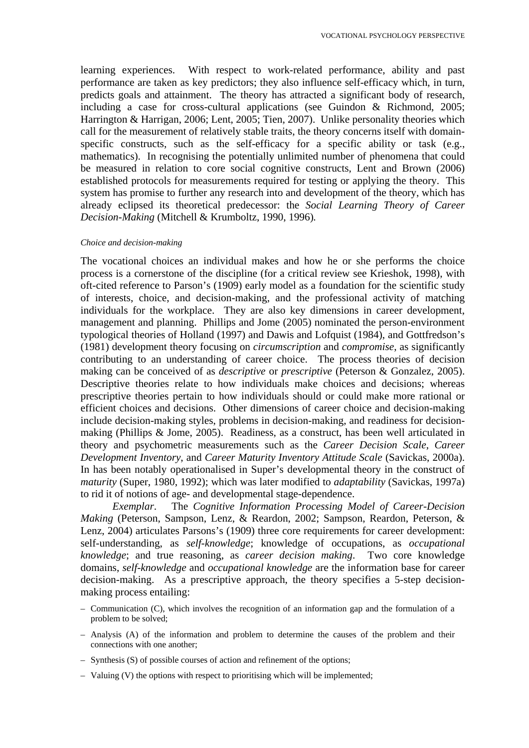learning experiences. With respect to work-related performance, ability and past performance are taken as key predictors; they also influence self-efficacy which, in turn, predicts goals and attainment. The theory has attracted a significant body of research, including a case for cross-cultural applications (see Guindon & Richmond, 2005; Harrington & Harrigan, 2006; Lent, 2005; Tien, 2007). Unlike personality theories which call for the measurement of relatively stable traits, the theory concerns itself with domain-specific constructs, such as the self-efficacy for a specific ability or task (e.g., mathematics). In recognising the potentially unlimited number of phenomena that could be measured in relation to core social cognitive constructs, Lent and Brown (2006) established protocols for measurements required for testing or applying the theory. This system has promise to further any research into and development of the theory, which has already eclipsed its theoretical predecessor: the *Social Learning Theory of Career Decision-Making* (Mitchell & Krumboltz, 1990, 1996).

*Choice and decision-making*

The vocational choices an individual makes and how he or she performs the choice process is a cornerstone of the discipline (for a critical review see Krieshok, 1998), with oft-cited reference to Parson's (1909) early model as a foundation for the scientific study of interests, choice, and decision-making, and the professional activity of matching individuals for the workplace. They are also key dimensions in career development, management and planning. Phillips and Jome (2005) nominated the person-environment typological theories of Holland (1997) and Dawis and Lofquist (1984), and Gottfredson's (1981) development theory focusing on *circumscription* and *compromise*, as significantly contributing to an understanding of career choice. The process theories of decision making can be conceived of as *descriptive* or *prescriptive* (Peterson & Gonzalez, 2005). Descriptive theories relate to how individuals make choices and decisions; whereas prescriptive theories pertain to how individuals should or could make more rational or efficient choices and decisions. Other dimensions of career choice and decision-making include decision-making styles, problems in decision-making, and readiness for decision-making (Phillips & Jome, 2005). Readiness, as a construct, has been well articulated in theory and psychometric measurements such as the *Career Decision Scale*, *Career Development Inventory*, and *Career Maturity Inventory Attitude Scale* (Savickas, 2000a). In has been notably operationalised in Super's developmental theory in the construct of *maturity* (Super, 1980, 1992); which was later modified to *adaptability* (Savickas, 1997a) to rid it of notions of age- and developmental stage-dependence.

*Exemplar*. The *Cognitive Information Processing Model of Career-Decision Making* (Peterson, Sampson, Lenz, & Reardon, 2002; Sampson, Reardon, Peterson, & Lenz, 2004) articulates Parsons's (1909) three core requirements for career development: self-understanding, as *self-knowledge*; knowledge of occupations, as *occupational knowledge*; and true reasoning, as *career decision making*. Two core knowledge domains, *self-knowledge* and *occupational knowledge* are the information base for career decision-making. As a prescriptive approach, the theory specifies a 5-step decision-making process entailing:

- Communication (C), which involves the recognition of an information gap and the formulation of a problem to be solved;
- Analysis (A) of the information and problem to determine the causes of the problem and their connections with one another;
- Synthesis (S) of possible courses of action and refinement of the options;
- Valuing (V) the options with respect to prioritising which will be implemented;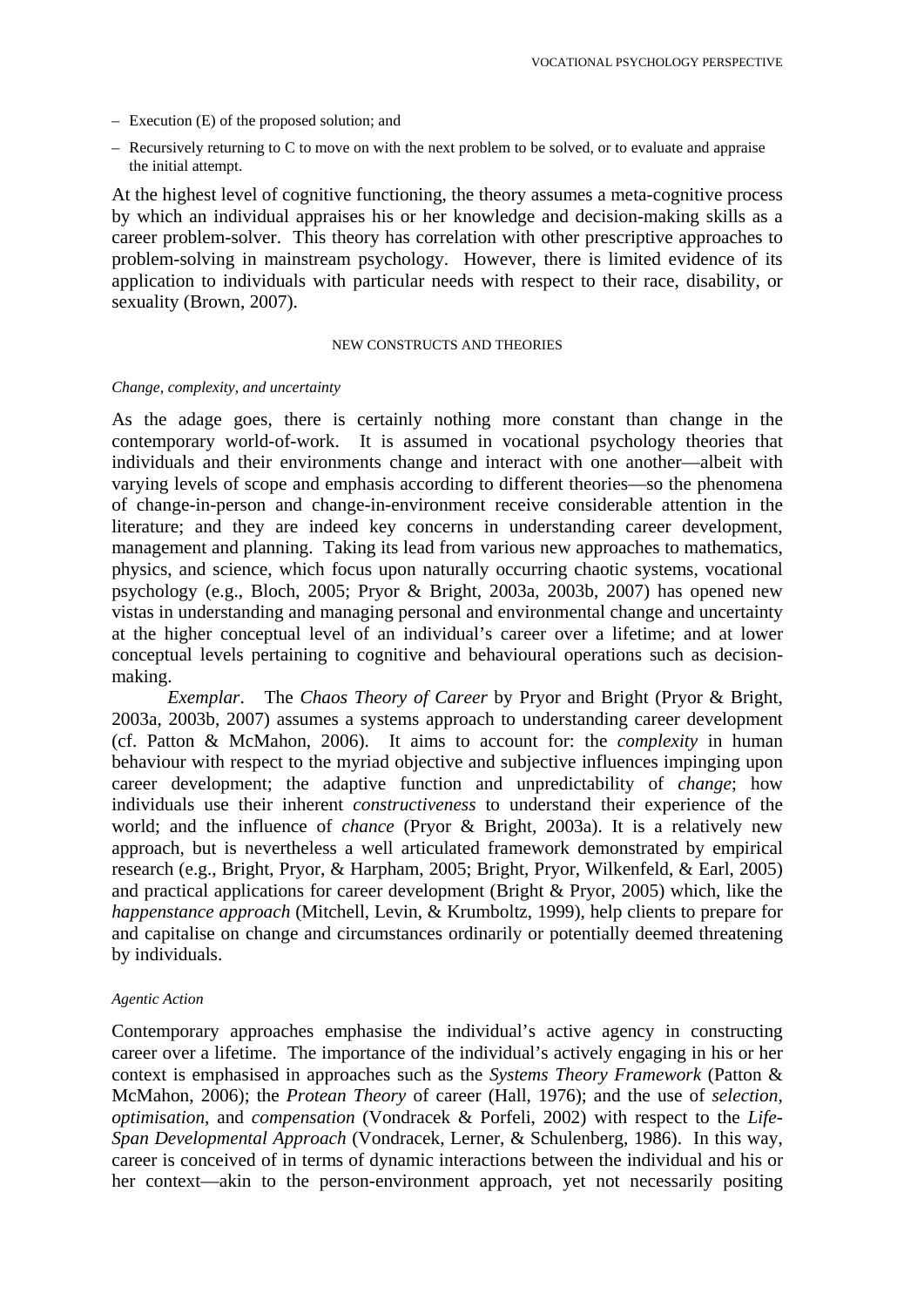– Execution (E) of the proposed solution; and

– Recursively returning to C to move on with the next problem to be solved, or to evaluate and appraise the initial attempt.

At the highest level of cognitive functioning, the theory assumes a meta-cognitive process by which an individual appraises his or her knowledge and decision-making skills as a career problem-solver. This theory has correlation with other prescriptive approaches to problem-solving in mainstream psychology. However, there is limited evidence of its application to individuals with particular needs with respect to their race, disability, or sexuality (Brown, 2007).

## NEW CONSTRUCTS AND THEORIES

### *Change, complexity, and uncertainty*

As the adage goes, there is certainly nothing more constant than change in the contemporary world-of-work. It is assumed in vocational psychology theories that individuals and their environments change and interact with one another—albeit with varying levels of scope and emphasis according to different theories—so the phenomena of change-in-person and change-in-environment receive considerable attention in the literature; and they are indeed key concerns in understanding career development, management and planning. Taking its lead from various new approaches to mathematics, physics, and science, which focus upon naturally occurring chaotic systems, vocational psychology (e.g., Bloch, 2005; Pryor & Bright, 2003a, 2003b, 2007) has opened new vistas in understanding and managing personal and environmental change and uncertainty at the higher conceptual level of an individual's career over a lifetime; and at lower conceptual levels pertaining to cognitive and behavioural operations such as decision-making.

*Exemplar*. The *Chaos Theory of Career* by Pryor and Bright (Pryor & Bright, 2003a, 2003b, 2007) assumes a systems approach to understanding career development (cf. Patton & McMahon, 2006). It aims to account for: the *complexity* in human behaviour with respect to the myriad objective and subjective influences impinging upon career development; the adaptive function and unpredictability of *change*; how individuals use their inherent *constructiveness* to understand their experience of the world; and the influence of *chance* (Pryor & Bright, 2003a). It is a relatively new approach, but is nevertheless a well articulated framework demonstrated by empirical research (e.g., Bright, Pryor, & Harpham, 2005; Bright, Pryor, Wilkenfeld, & Earl, 2005) and practical applications for career development (Bright & Pryor, 2005) which, like the *happenstance approach* (Mitchell, Levin, & Krumboltz, 1999), help clients to prepare for and capitalise on change and circumstances ordinarily or potentially deemed threatening by individuals.

### *Agentic Action*

Contemporary approaches emphasise the individual's active agency in constructing career over a lifetime. The importance of the individual's actively engaging in his or her context is emphasised in approaches such as the *Systems Theory Framework* (Patton & McMahon, 2006); the *Protean Theory* of career (Hall, 1976); and the use of *selection, optimisation,* and *compensation* (Vondracek & Porfeli, 2002) with respect to the *Life-Span Developmental Approach* (Vondracek, Lerner, & Schulenberg, 1986). In this way, career is conceived of in terms of dynamic interactions between the individual and his or her context—akin to the person-environment approach, yet not necessarily positing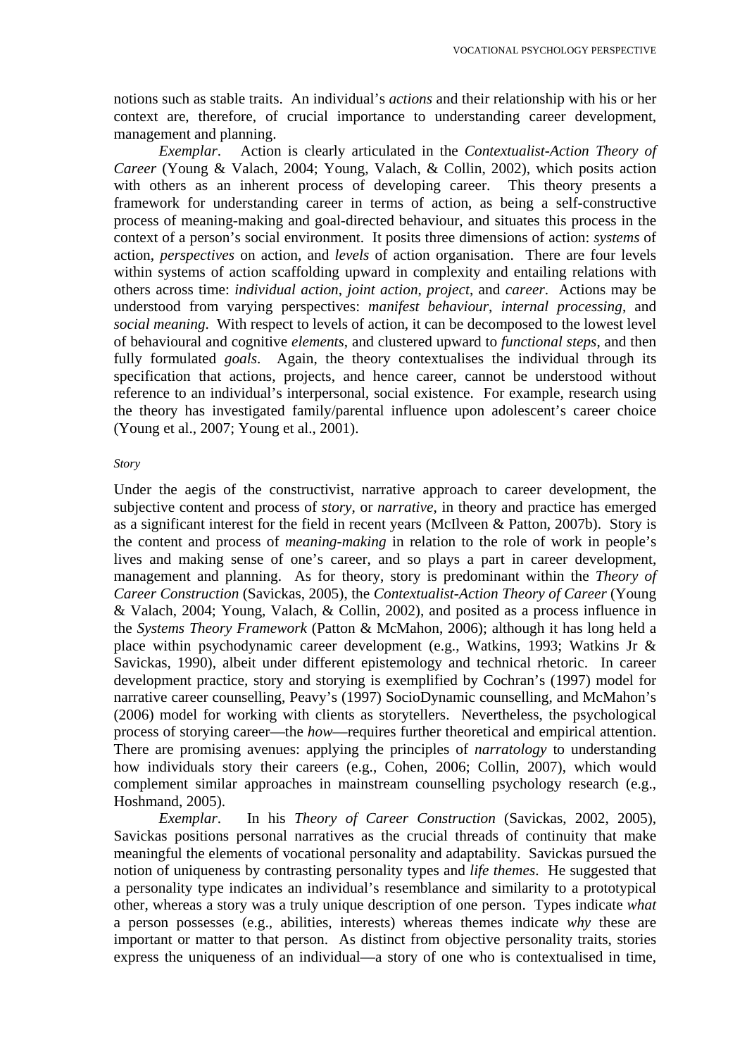notions such as stable traits. An individual's *actions* and their relationship with his or her context are, therefore, of crucial importance to understanding career development, management and planning.

*Exemplar*. Action is clearly articulated in the *Contextualist-Action Theory of Career* (Young & Valach, 2004; Young, Valach, & Collin, 2002), which posits action with others as an inherent process of developing career. This theory presents a framework for understanding career in terms of action, as being a self-constructive process of meaning-making and goal-directed behaviour, and situates this process in the context of a person's social environment. It posits three dimensions of action: *systems* of action, *perspectives* on action, and *levels* of action organisation. There are four levels within systems of action scaffolding upward in complexity and entailing relations with others across time: *individual action*, *joint action*, *project*, and *career*. Actions may be understood from varying perspectives: *manifest behaviour*, *internal processing*, and *social meaning*. With respect to levels of action, it can be decomposed to the lowest level of behavioural and cognitive *elements*, and clustered upward to *functional steps*, and then fully formulated *goals*. Again, the theory contextualises the individual through its specification that actions, projects, and hence career, cannot be understood without reference to an individual's interpersonal, social existence. For example, research using the theory has investigated family/parental influence upon adolescent's career choice (Young et al., 2007; Young et al., 2001).

###### *Story*

Under the aegis of the constructivist, narrative approach to career development, the subjective content and process of *story*, or *narrative*, in theory and practice has emerged as a significant interest for the field in recent years (McIlveen & Patton, 2007b). Story is the content and process of *meaning-making* in relation to the role of work in people's lives and making sense of one's career, and so plays a part in career development, management and planning. As for theory, story is predominant within the *Theory of Career Construction* (Savickas, 2005), the *Contextualist-Action Theory of Career* (Young & Valach, 2004; Young, Valach, & Collin, 2002), and posited as a process influence in the *Systems Theory Framework* (Patton & McMahon, 2006); although it has long held a place within psychodynamic career development (e.g., Watkins, 1993; Watkins Jr & Savickas, 1990), albeit under different epistemology and technical rhetoric. In career development practice, story and storying is exemplified by Cochran's (1997) model for narrative career counselling, Peavy's (1997) SocioDynamic counselling, and McMahon's (2006) model for working with clients as storytellers. Nevertheless, the psychological process of storying career—the *how*—requires further theoretical and empirical attention. There are promising avenues: applying the principles of *narratology* to understanding how individuals story their careers (e.g., Cohen, 2006; Collin, 2007), which would complement similar approaches in mainstream counselling psychology research (e.g., Hoshmand, 2005).

*Exemplar*. In his *Theory of Career Construction* (Savickas, 2002, 2005), Savickas positions personal narratives as the crucial threads of continuity that make meaningful the elements of vocational personality and adaptability. Savickas pursued the notion of uniqueness by contrasting personality types and *life themes*. He suggested that a personality type indicates an individual's resemblance and similarity to a prototypical other, whereas a story was a truly unique description of one person. Types indicate *what* a person possesses (e.g., abilities, interests) whereas themes indicate *why* these are important or matter to that person. As distinct from objective personality traits, stories express the uniqueness of an individual—a story of one who is contextualised in time,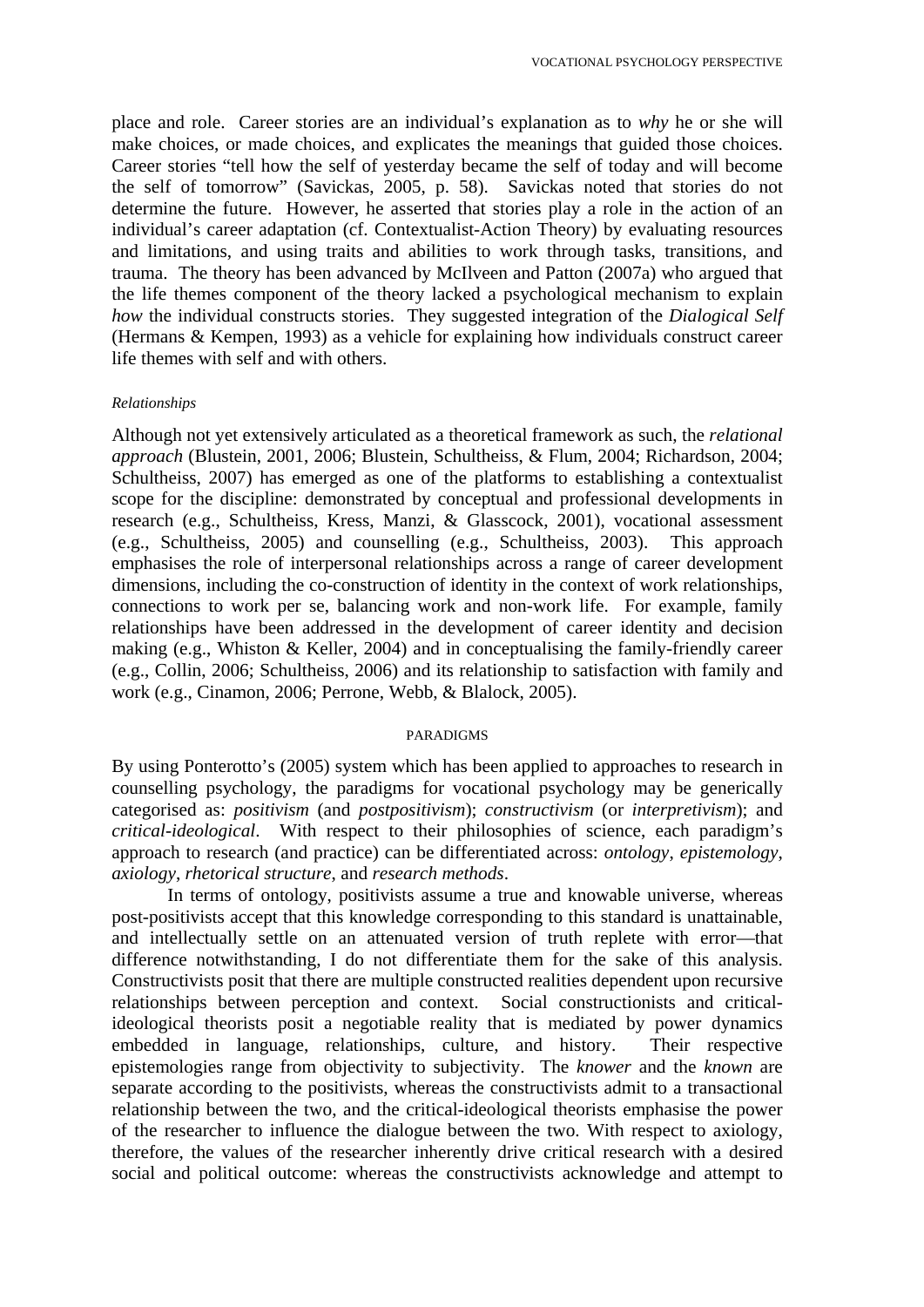place and role. Career stories are an individual's explanation as to *why* he or she will make choices, or made choices, and explicates the meanings that guided those choices. Career stories "tell how the self of yesterday became the self of today and will become the self of tomorrow" (Savickas, 2005, p. 58). Savickas noted that stories do not determine the future. However, he asserted that stories play a role in the action of an individual's career adaptation (cf. Contextualist-Action Theory) by evaluating resources and limitations, and using traits and abilities to work through tasks, transitions, and trauma. The theory has been advanced by McIlveen and Patton (2007a) who argued that the life themes component of the theory lacked a psychological mechanism to explain *how* the individual constructs stories. They suggested integration of the *Dialogical Self* (Hermans & Kempen, 1993) as a vehicle for explaining how individuals construct career life themes with self and with others.

### *Relationships*

Although not yet extensively articulated as a theoretical framework as such, the *relational approach* (Blustein, 2001, 2006; Blustein, Schultheiss, & Flum, 2004; Richardson, 2004; Schultheiss, 2007) has emerged as one of the platforms to establishing a contextualist scope for the discipline: demonstrated by conceptual and professional developments in research (e.g., Schultheiss, Kress, Manzi, & Glasscock, 2001), vocational assessment (e.g., Schultheiss, 2005) and counselling (e.g., Schultheiss, 2003). This approach emphasises the role of interpersonal relationships across a range of career development dimensions, including the co-construction of identity in the context of work relationships, connections to work per se, balancing work and non-work life. For example, family relationships have been addressed in the development of career identity and decision making (e.g., Whiston & Keller, 2004) and in conceptualising the family-friendly career (e.g., Collin, 2006; Schultheiss, 2006) and its relationship to satisfaction with family and work (e.g., Cinamon, 2006; Perrone, Webb, & Blalock, 2005).

## PARADIGMS

By using Ponterotto's (2005) system which has been applied to approaches to research in counselling psychology, the paradigms for vocational psychology may be generically categorised as: *positivism* (and *postpositivism*); *constructivism* (or *interpretivism*); and *critical-ideological*. With respect to their philosophies of science, each paradigm's approach to research (and practice) can be differentiated across: *ontology*, *epistemology*, *axiology*, *rhetorical structure*, and *research methods*.

In terms of ontology, positivists assume a true and knowable universe, whereas post-positivists accept that this knowledge corresponding to this standard is unattainable, and intellectually settle on an attenuated version of truth replete with error—that difference notwithstanding, I do not differentiate them for the sake of this analysis. Constructivists posit that there are multiple constructed realities dependent upon recursive relationships between perception and context. Social constructionists and critical-ideological theorists posit a negotiable reality that is mediated by power dynamics embedded in language, relationships, culture, and history. Their respective epistemologies range from objectivity to subjectivity. The *knower* and the *known* are separate according to the positivists, whereas the constructivists admit to a transactional relationship between the two, and the critical-ideological theorists emphasise the power of the researcher to influence the dialogue between the two. With respect to axiology, therefore, the values of the researcher inherently drive critical research with a desired social and political outcome: whereas the constructivists acknowledge and attempt to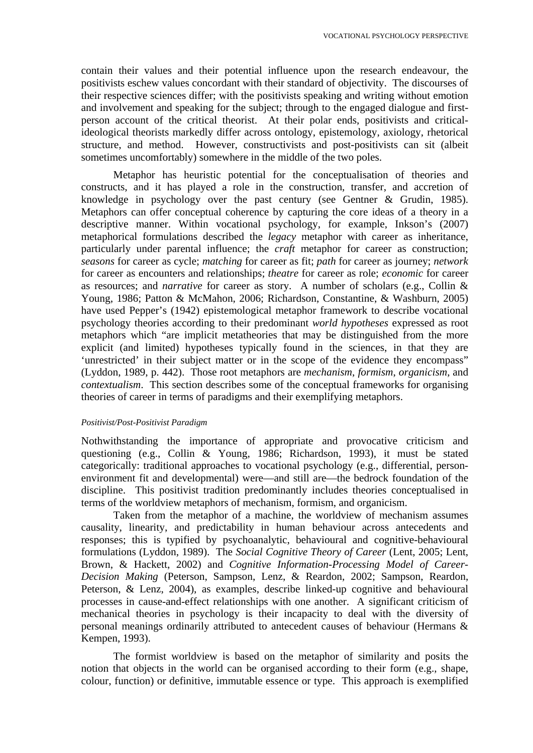contain their values and their potential influence upon the research endeavour, the positivists eschew values concordant with their standard of objectivity. The discourses of their respective sciences differ; with the positivists speaking and writing without emotion and involvement and speaking for the subject; through to the engaged dialogue and first-person account of the critical theorist. At their polar ends, positivists and critical-ideological theorists markedly differ across ontology, epistemology, axiology, rhetorical structure, and method. However, constructivists and post-positivists can sit (albeit sometimes uncomfortably) somewhere in the middle of the two poles.

Metaphor has heuristic potential for the conceptualisation of theories and constructs, and it has played a role in the construction, transfer, and accretion of knowledge in psychology over the past century (see Gentner & Grudin, 1985). Metaphors can offer conceptual coherence by capturing the core ideas of a theory in a descriptive manner. Within vocational psychology, for example, Inkson's (2007) metaphorical formulations described the *legacy* metaphor with career as inheritance, particularly under parental influence; the *craft* metaphor for career as construction; *seasons* for career as cycle; *matching* for career as fit; *path* for career as journey; *network* for career as encounters and relationships; *theatre* for career as role; *economic* for career as resources; and *narrative* for career as story. A number of scholars (e.g., Collin & Young, 1986; Patton & McMahon, 2006; Richardson, Constantine, & Washburn, 2005) have used Pepper's (1942) epistemological metaphor framework to describe vocational psychology theories according to their predominant *world hypotheses* expressed as root metaphors which "are implicit metatheories that may be distinguished from the more explicit (and limited) hypotheses typically found in the sciences, in that they are 'unrestricted' in their subject matter or in the scope of the evidence they encompass" (Lyddon, 1989, p. 442). Those root metaphors are *mechanism*, *formism*, *organicism*, and *contextualism*. This section describes some of the conceptual frameworks for organising theories of career in terms of paradigms and their exemplifying metaphors.

*Positivist/Post-Positivist Paradigm*

Nothwithstanding the importance of appropriate and provocative criticism and questioning (e.g., Collin & Young, 1986; Richardson, 1993), it must be stated categorically: traditional approaches to vocational psychology (e.g., differential, person-environment fit and developmental) were—and still are—the bedrock foundation of the discipline. This positivist tradition predominantly includes theories conceptualised in terms of the worldview metaphors of mechanism, formism, and organicism.

Taken from the metaphor of a machine, the worldview of mechanism assumes causality, linearity, and predictability in human behaviour across antecedents and responses; this is typified by psychoanalytic, behavioural and cognitive-behavioural formulations (Lyddon, 1989). The *Social Cognitive Theory of Career* (Lent, 2005; Lent, Brown, & Hackett, 2002) and *Cognitive Information-Processing Model of Career-Decision Making* (Peterson, Sampson, Lenz, & Reardon, 2002; Sampson, Reardon, Peterson, & Lenz, 2004), as examples, describe linked-up cognitive and behavioural processes in cause-and-effect relationships with one another. A significant criticism of mechanical theories in psychology is their incapacity to deal with the diversity of personal meanings ordinarily attributed to antecedent causes of behaviour (Hermans & Kempen, 1993).

The formist worldview is based on the metaphor of similarity and posits the notion that objects in the world can be organised according to their form (e.g., shape, colour, function) or definitive, immutable essence or type. This approach is exemplified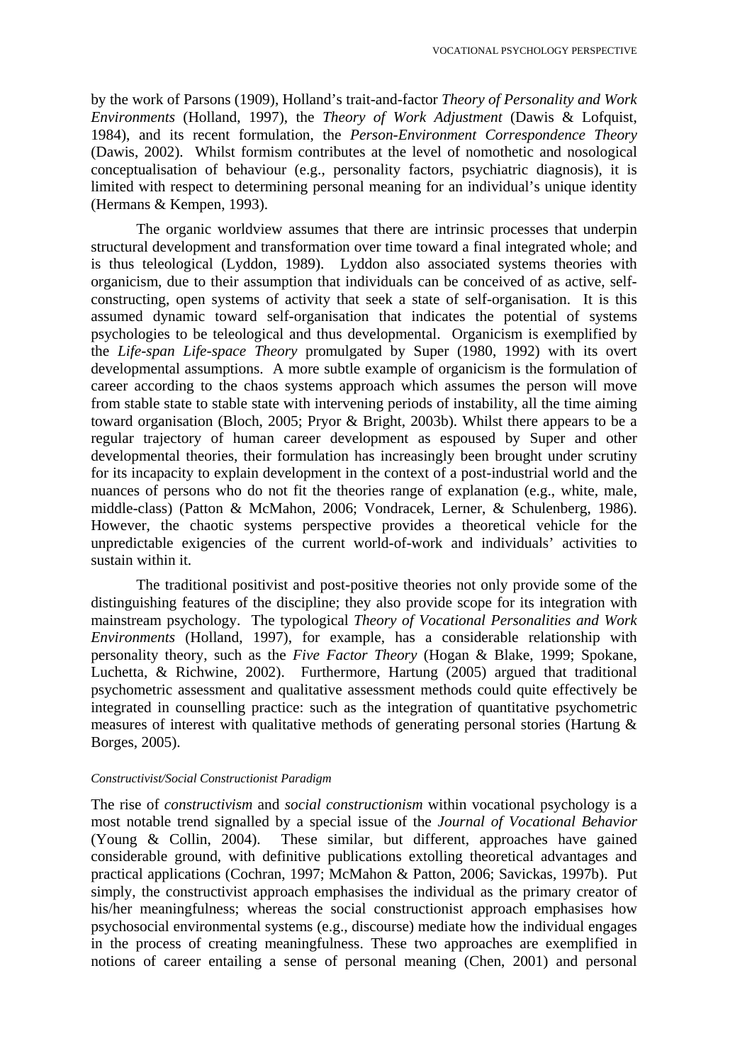by the work of Parsons (1909), Holland's trait-and-factor *Theory of Personality and Work Environments* (Holland, 1997), the *Theory of Work Adjustment* (Dawis & Lofquist, 1984), and its recent formulation, the *Person-Environment Correspondence Theory* (Dawis, 2002). Whilst formism contributes at the level of nomothetic and nosological conceptualisation of behaviour (e.g., personality factors, psychiatric diagnosis), it is limited with respect to determining personal meaning for an individual's unique identity (Hermans & Kempen, 1993).

The organic worldview assumes that there are intrinsic processes that underpin structural development and transformation over time toward a final integrated whole; and is thus teleological (Lyddon, 1989). Lyddon also associated systems theories with organicism, due to their assumption that individuals can be conceived of as active, self-constructing, open systems of activity that seek a state of self-organisation. It is this assumed dynamic toward self-organisation that indicates the potential of systems psychologies to be teleological and thus developmental. Organicism is exemplified by the *Life-span Life-space Theory* promulgated by Super (1980, 1992) with its overt developmental assumptions. A more subtle example of organicism is the formulation of career according to the chaos systems approach which assumes the person will move from stable state to stable state with intervening periods of instability, all the time aiming toward organisation (Bloch, 2005; Pryor & Bright, 2003b). Whilst there appears to be a regular trajectory of human career development as espoused by Super and other developmental theories, their formulation has increasingly been brought under scrutiny for its incapacity to explain development in the context of a post-industrial world and the nuances of persons who do not fit the theories range of explanation (e.g., white, male, middle-class) (Patton & McMahon, 2006; Vondracek, Lerner, & Schulenberg, 1986). However, the chaotic systems perspective provides a theoretical vehicle for the unpredictable exigencies of the current world-of-work and individuals' activities to sustain within it.

The traditional positivist and post-positive theories not only provide some of the distinguishing features of the discipline; they also provide scope for its integration with mainstream psychology. The typological *Theory of Vocational Personalities and Work Environments* (Holland, 1997), for example, has a considerable relationship with personality theory, such as the *Five Factor Theory* (Hogan & Blake, 1999; Spokane, Luchetta, & Richwine, 2002). Furthermore, Hartung (2005) argued that traditional psychometric assessment and qualitative assessment methods could quite effectively be integrated in counselling practice: such as the integration of quantitative psychometric measures of interest with qualitative methods of generating personal stories (Hartung & Borges, 2005).

*Constructivist/Social Constructionist Paradigm*

The rise of *constructivism* and *social constructionism* within vocational psychology is a most notable trend signalled by a special issue of the *Journal of Vocational Behavior* (Young & Collin, 2004). These similar, but different, approaches have gained considerable ground, with definitive publications extolling theoretical advantages and practical applications (Cochran, 1997; McMahon & Patton, 2006; Savickas, 1997b). Put simply, the constructivist approach emphasises the individual as the primary creator of his/her meaningfulness; whereas the social constructionist approach emphasises how psychosocial environmental systems (e.g., discourse) mediate how the individual engages in the process of creating meaningfulness. These two approaches are exemplified in notions of career entailing a sense of personal meaning (Chen, 2001) and personal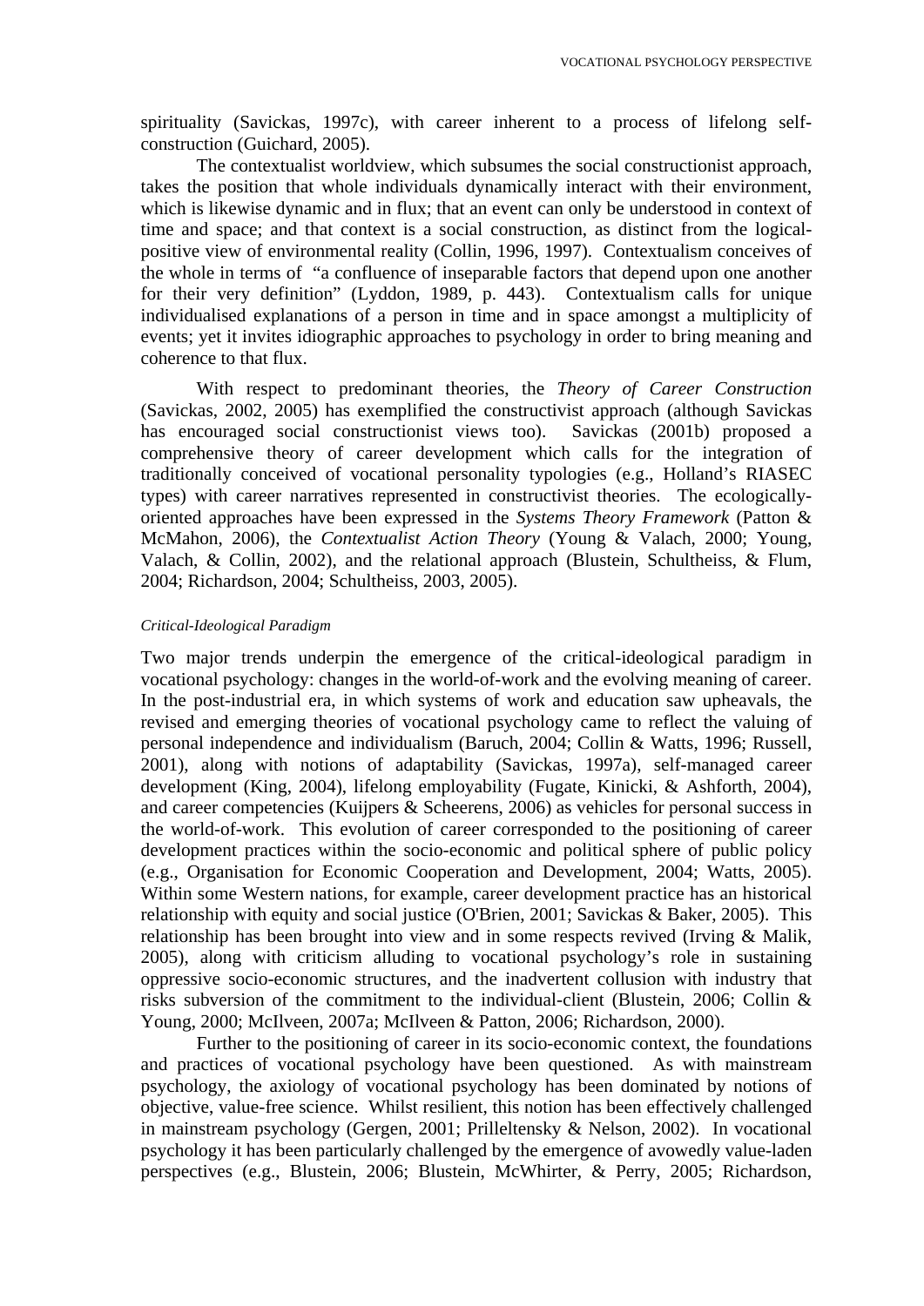spirituality (Savickas, 1997c), with career inherent to a process of lifelong self-construction (Guichard, 2005).

The contextualist worldview, which subsumes the social constructionist approach, takes the position that whole individuals dynamically interact with their environment, which is likewise dynamic and in flux; that an event can only be understood in context of time and space; and that context is a social construction, as distinct from the logical-positive view of environmental reality (Collin, 1996, 1997). Contextualism conceives of the whole in terms of "a confluence of inseparable factors that depend upon one another for their very definition" (Lyddon, 1989, p. 443). Contextualism calls for unique individualised explanations of a person in time and in space amongst a multiplicity of events; yet it invites idiographic approaches to psychology in order to bring meaning and coherence to that flux.

With respect to predominant theories, the *Theory of Career Construction* (Savickas, 2002, 2005) has exemplified the constructivist approach (although Savickas has encouraged social constructionist views too). Savickas (2001b) proposed a comprehensive theory of career development which calls for the integration of traditionally conceived of vocational personality typologies (e.g., Holland's RIASEC types) with career narratives represented in constructivist theories. The ecologically-oriented approaches have been expressed in the *Systems Theory Framework* (Patton & McMahon, 2006), the *Contextualist Action Theory* (Young & Valach, 2000; Young, Valach, & Collin, 2002), and the relational approach (Blustein, Schultheiss, & Flum, 2004; Richardson, 2004; Schultheiss, 2003, 2005).

*Critical-Ideological Paradigm*

Two major trends underpin the emergence of the critical-ideological paradigm in vocational psychology: changes in the world-of-work and the evolving meaning of career. In the post-industrial era, in which systems of work and education saw upheavals, the revised and emerging theories of vocational psychology came to reflect the valuing of personal independence and individualism (Baruch, 2004; Collin & Watts, 1996; Russell, 2001), along with notions of adaptability (Savickas, 1997a), self-managed career development (King, 2004), lifelong employability (Fugate, Kinicki, & Ashforth, 2004), and career competencies (Kuijpers & Scheerens, 2006) as vehicles for personal success in the world-of-work. This evolution of career corresponded to the positioning of career development practices within the socio-economic and political sphere of public policy (e.g., Organisation for Economic Cooperation and Development, 2004; Watts, 2005). Within some Western nations, for example, career development practice has an historical relationship with equity and social justice (O'Brien, 2001; Savickas & Baker, 2005). This relationship has been brought into view and in some respects revived (Irving & Malik, 2005), along with criticism alluding to vocational psychology's role in sustaining oppressive socio-economic structures, and the inadvertent collusion with industry that risks subversion of the commitment to the individual-client (Blustein, 2006; Collin & Young, 2000; McIlveen, 2007a; McIlveen & Patton, 2006; Richardson, 2000).

Further to the positioning of career in its socio-economic context, the foundations and practices of vocational psychology have been questioned. As with mainstream psychology, the axiology of vocational psychology has been dominated by notions of objective, value-free science. Whilst resilient, this notion has been effectively challenged in mainstream psychology (Gergen, 2001; Prilleltensky & Nelson, 2002). In vocational psychology it has been particularly challenged by the emergence of avowedly value-laden perspectives (e.g., Blustein, 2006; Blustein, McWhirter, & Perry, 2005; Richardson,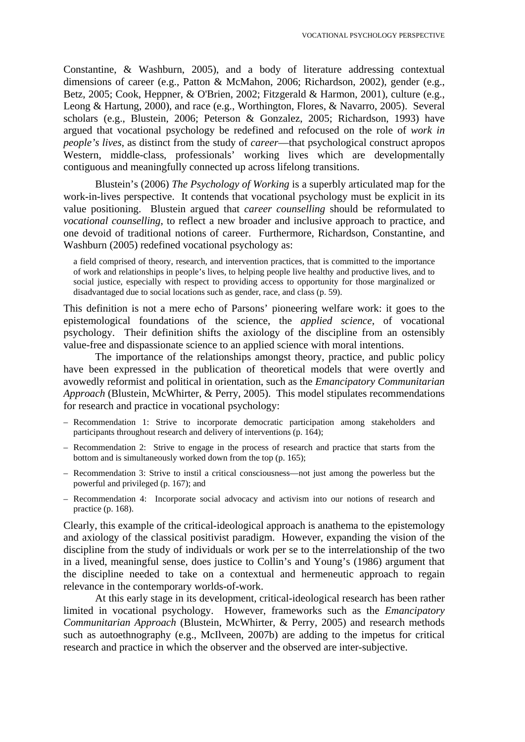Constantine, & Washburn, 2005), and a body of literature addressing contextual dimensions of career (e.g., Patton & McMahon, 2006; Richardson, 2002), gender (e.g., Betz, 2005; Cook, Heppner, & O'Brien, 2002; Fitzgerald & Harmon, 2001), culture (e.g., Leong & Hartung, 2000), and race (e.g., Worthington, Flores, & Navarro, 2005). Several scholars (e.g., Blustein, 2006; Peterson & Gonzalez, 2005; Richardson, 1993) have argued that vocational psychology be redefined and refocused on the role of *work in people's lives*, as distinct from the study of *career*—that psychological construct apropos Western, middle-class, professionals' working lives which are developmentally contiguous and meaningfully connected up across lifelong transitions.

Blustein's (2006) *The Psychology of Working* is a superbly articulated map for the work-in-lives perspective. It contends that vocational psychology must be explicit in its value positioning. Blustein argued that *career counselling* should be reformulated to *vocational counselling*, to reflect a new broader and inclusive approach to practice, and one devoid of traditional notions of career. Furthermore, Richardson, Constantine, and Washburn (2005) redefined vocational psychology as:

> a field comprised of theory, research, and intervention practices, that is committed to the importance of work and relationships in people's lives, to helping people live healthy and productive lives, and to social justice, especially with respect to providing access to opportunity for those marginalized or disadvantaged due to social locations such as gender, race, and class (p. 59).

This definition is not a mere echo of Parsons' pioneering welfare work: it goes to the epistemological foundations of the science, the *applied science*, of vocational psychology. Their definition shifts the axiology of the discipline from an ostensibly value-free and dispassionate science to an applied science with moral intentions.

The importance of the relationships amongst theory, practice, and public policy have been expressed in the publication of theoretical models that were overtly and avowedly reformist and political in orientation, such as the *Emancipatory Communitarian Approach* (Blustein, McWhirter, & Perry, 2005). This model stipulates recommendations for research and practice in vocational psychology:

- Recommendation 1: Strive to incorporate democratic participation among stakeholders and participants throughout research and delivery of interventions (p. 164);
- Recommendation 2: Strive to engage in the process of research and practice that starts from the bottom and is simultaneously worked down from the top (p. 165);
- Recommendation 3: Strive to instil a critical consciousness—not just among the powerless but the powerful and privileged (p. 167); and
- Recommendation 4: Incorporate social advocacy and activism into our notions of research and practice (p. 168).

Clearly, this example of the critical-ideological approach is anathema to the epistemology and axiology of the classical positivist paradigm. However, expanding the vision of the discipline from the study of individuals or work per se to the interrelationship of the two in a lived, meaningful sense, does justice to Collin's and Young's (1986) argument that the discipline needed to take on a contextual and hermeneutic approach to regain relevance in the contemporary worlds-of-work.

At this early stage in its development, critical-ideological research has been rather limited in vocational psychology. However, frameworks such as the *Emancipatory Communitarian Approach* (Blustein, McWhirter, & Perry, 2005) and research methods such as autoethnography (e.g., McIlveen, 2007b) are adding to the impetus for critical research and practice in which the observer and the observed are inter-subjective.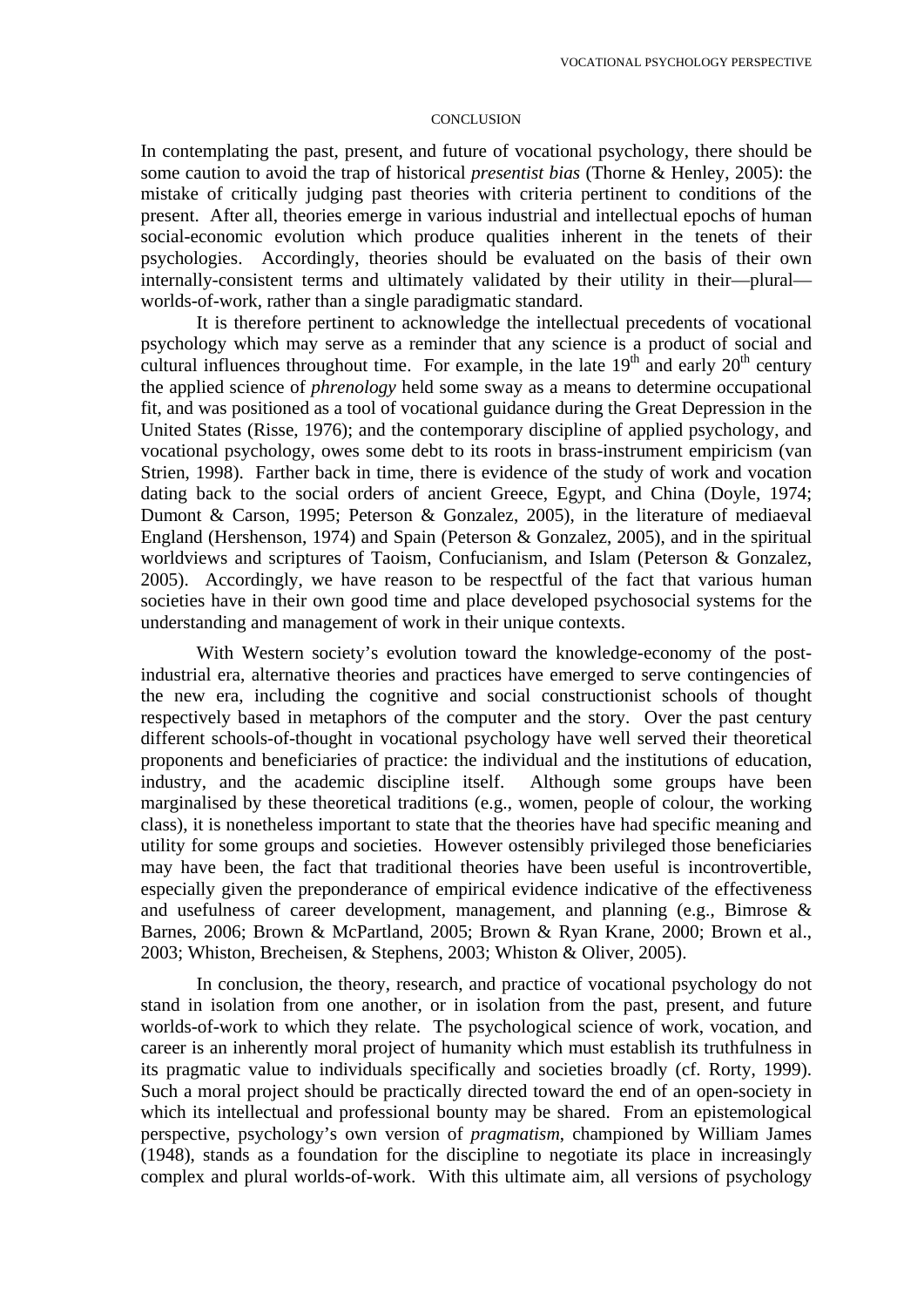## CONCLUSION

In contemplating the past, present, and future of vocational psychology, there should be some caution to avoid the trap of historical *presentist bias* (Thorne & Henley, 2005): the mistake of critically judging past theories with criteria pertinent to conditions of the present. After all, theories emerge in various industrial and intellectual epochs of human social-economic evolution which produce qualities inherent in the tenets of their psychologies. Accordingly, theories should be evaluated on the basis of their own internally-consistent terms and ultimately validated by their utility in their—plural—worlds-of-work, rather than a single paradigmatic standard.

It is therefore pertinent to acknowledge the intellectual precedents of vocational psychology which may serve as a reminder that any science is a product of social and cultural influences throughout time. For example, in the late 19th and early 20th century the applied science of *phrenology* held some sway as a means to determine occupational fit, and was positioned as a tool of vocational guidance during the Great Depression in the United States (Risse, 1976); and the contemporary discipline of applied psychology, and vocational psychology, owes some debt to its roots in brass-instrument empiricism (van Strien, 1998). Farther back in time, there is evidence of the study of work and vocation dating back to the social orders of ancient Greece, Egypt, and China (Doyle, 1974; Dumont & Carson, 1995; Peterson & Gonzalez, 2005), in the literature of mediaeval England (Hershenson, 1974) and Spain (Peterson & Gonzalez, 2005), and in the spiritual worldviews and scriptures of Taoism, Confucianism, and Islam (Peterson & Gonzalez, 2005). Accordingly, we have reason to be respectful of the fact that various human societies have in their own good time and place developed psychosocial systems for the understanding and management of work in their unique contexts.

With Western society's evolution toward the knowledge-economy of the post-industrial era, alternative theories and practices have emerged to serve contingencies of the new era, including the cognitive and social constructionist schools of thought respectively based in metaphors of the computer and the story. Over the past century different schools-of-thought in vocational psychology have well served their theoretical proponents and beneficiaries of practice: the individual and the institutions of education, industry, and the academic discipline itself. Although some groups have been marginalised by these theoretical traditions (e.g., women, people of colour, the working class), it is nonetheless important to state that the theories have had specific meaning and utility for some groups and societies. However ostensibly privileged those beneficiaries may have been, the fact that traditional theories have been useful is incontrovertible, especially given the preponderance of empirical evidence indicative of the effectiveness and usefulness of career development, management, and planning (e.g., Bimrose & Barnes, 2006; Brown & McPartland, 2005; Brown & Ryan Krane, 2000; Brown et al., 2003; Whiston, Brecheisen, & Stephens, 2003; Whiston & Oliver, 2005).

In conclusion, the theory, research, and practice of vocational psychology do not stand in isolation from one another, or in isolation from the past, present, and future worlds-of-work to which they relate. The psychological science of work, vocation, and career is an inherently moral project of humanity which must establish its truthfulness in its pragmatic value to individuals specifically and societies broadly (cf. Rorty, 1999). Such a moral project should be practically directed toward the end of an open-society in which its intellectual and professional bounty may be shared. From an epistemological perspective, psychology's own version of *pragmatism*, championed by William James (1948), stands as a foundation for the discipline to negotiate its place in increasingly complex and plural worlds-of-work. With this ultimate aim, all versions of psychology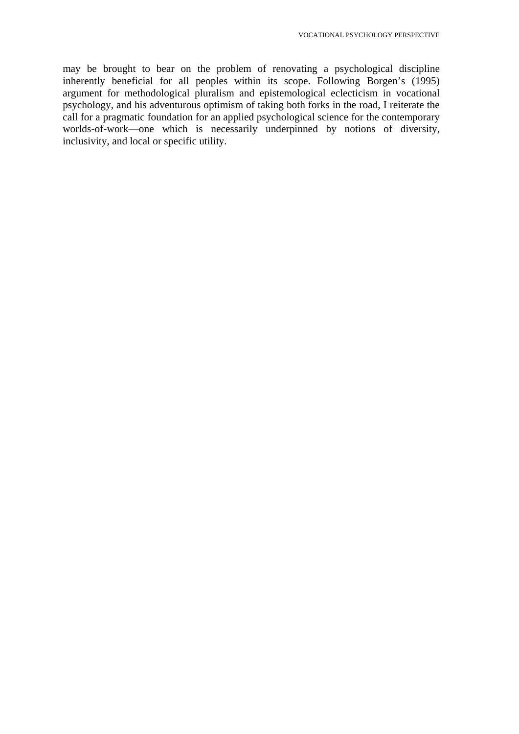may be brought to bear on the problem of renovating a psychological discipline inherently beneficial for all peoples within its scope. Following Borgen's (1995) argument for methodological pluralism and epistemological eclecticism in vocational psychology, and his adventurous optimism of taking both forks in the road, I reiterate the call for a pragmatic foundation for an applied psychological science for the contemporary worlds-of-work—one which is necessarily underpinned by notions of diversity, inclusivity, and local or specific utility.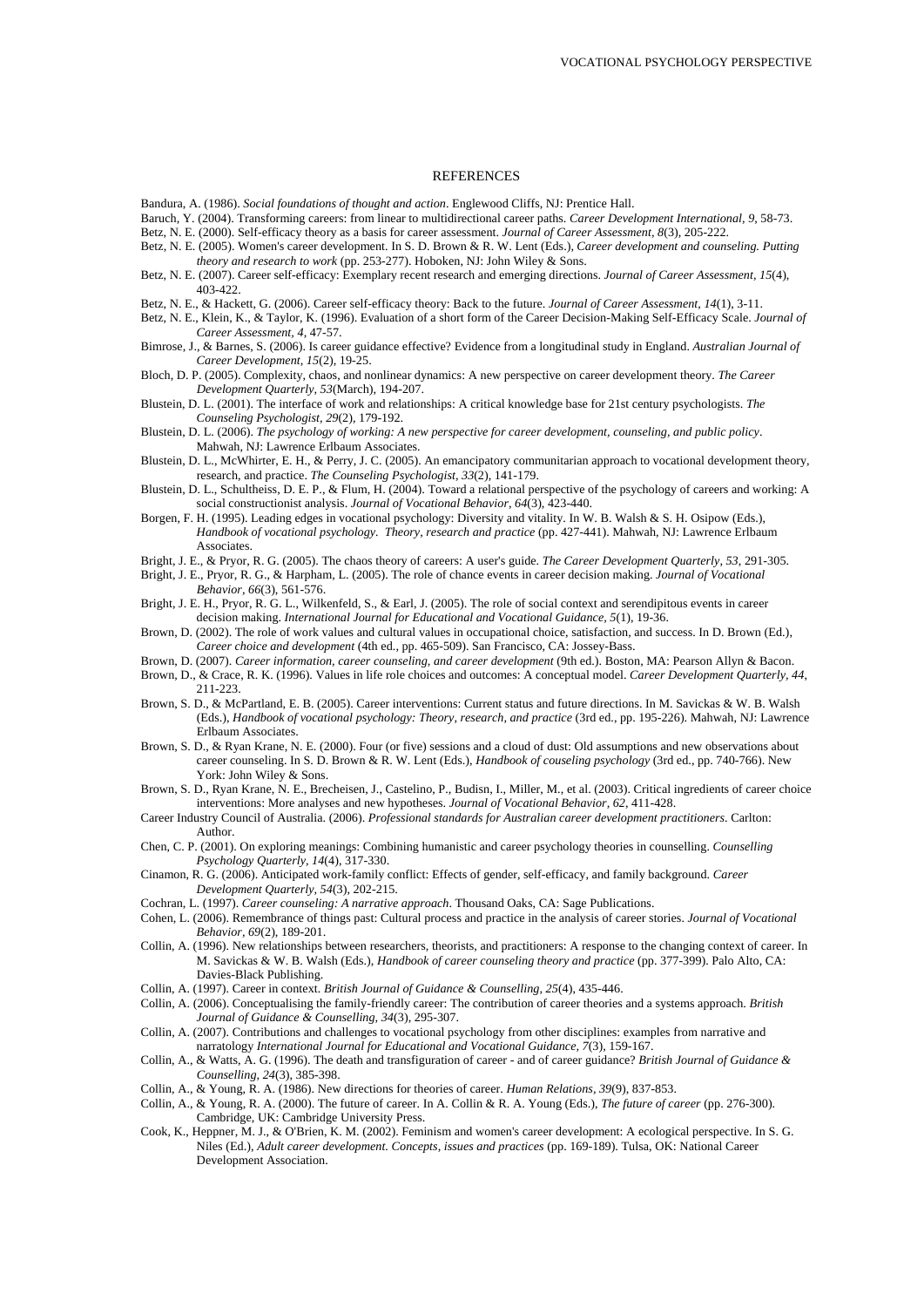## REFERENCES

Bandura, A. (1986). *Social foundations of thought and action*. Englewood Cliffs, NJ: Prentice Hall.

Baruch, Y. (2004). Transforming careers: from linear to multidirectional career paths. *Career Development International, 9*, 58-73.

Betz, N. E. (2000). Self-efficacy theory as a basis for career assessment. *Journal of Career Assessment, 8*(3), 205-222.

Betz, N. E. (2005). Women's career development. In S. D. Brown & R. W. Lent (Eds.), *Career development and counseling. Putting theory and research to work* (pp. 253-277). Hoboken, NJ: John Wiley & Sons.

Betz, N. E. (2007). Career self-efficacy: Exemplary recent research and emerging directions. *Journal of Career Assessment, 15*(4), 403-422.

Betz, N. E., & Hackett, G. (2006). Career self-efficacy theory: Back to the future. *Journal of Career Assessment, 14*(1), 3-11.

Betz, N. E., Klein, K., & Taylor, K. (1996). Evaluation of a short form of the Career Decision-Making Self-Efficacy Scale. *Journal of Career Assessment, 4*, 47-57.

Bimrose, J., & Barnes, S. (2006). Is career guidance effective? Evidence from a longitudinal study in England. *Australian Journal of Career Development, 15*(2), 19-25.

Bloch, D. P. (2005). Complexity, chaos, and nonlinear dynamics: A new perspective on career development theory. *The Career Development Quarterly, 53*(March), 194-207.

Blustein, D. L. (2001). The interface of work and relationships: A critical knowledge base for 21st century psychologists. *The Counseling Psychologist, 29*(2), 179-192.

Blustein, D. L. (2006). *The psychology of working: A new perspective for career development, counseling, and public policy*. Mahwah, NJ: Lawrence Erlbaum Associates.

Blustein, D. L., McWhirter, E. H., & Perry, J. C. (2005). An emancipatory communitarian approach to vocational development theory, research, and practice. *The Counseling Psychologist, 33*(2), 141-179.

Blustein, D. L., Schultheiss, D. E. P., & Flum, H. (2004). Toward a relational perspective of the psychology of careers and working: A social constructionist analysis. *Journal of Vocational Behavior, 64*(3), 423-440.

Borgen, F. H. (1995). Leading edges in vocational psychology: Diversity and vitality. In W. B. Walsh & S. H. Osipow (Eds.), *Handbook of vocational psychology. Theory, research and practice* (pp. 427-441). Mahwah, NJ: Lawrence Erlbaum Associates.

Bright, J. E., & Pryor, R. G. (2005). The chaos theory of careers: A user's guide. *The Career Development Quarterly, 53*, 291-305.

Bright, J. E., Pryor, R. G., & Harpham, L. (2005). The role of chance events in career decision making. *Journal of Vocational Behavior, 66*(3), 561-576.

Bright, J. E. H., Pryor, R. G. L., Wilkenfeld, S., & Earl, J. (2005). The role of social context and serendipitous events in career decision making. *International Journal for Educational and Vocational Guidance, 5*(1), 19-36.

Brown, D. (2002). The role of work values and cultural values in occupational choice, satisfaction, and success. In D. Brown (Ed.), *Career choice and development* (4th ed., pp. 465-509). San Francisco, CA: Jossey-Bass.

Brown, D. (2007). *Career information, career counseling, and career development* (9th ed.). Boston, MA: Pearson Allyn & Bacon.

Brown, D., & Crace, R. K. (1996). Values in life role choices and outcomes: A conceptual model. *Career Development Quarterly, 44*, 211-223.

Brown, S. D., & McPartland, E. B. (2005). Career interventions: Current status and future directions. In M. Savickas & W. B. Walsh (Eds.), *Handbook of vocational psychology: Theory, research, and practice* (3rd ed., pp. 195-226). Mahwah, NJ: Lawrence Erlbaum Associates.

Brown, S. D., & Ryan Krane, N. E. (2000). Four (or five) sessions and a cloud of dust: Old assumptions and new observations about career counseling. In S. D. Brown & R. W. Lent (Eds.), *Handbook of couseling psychology* (3rd ed., pp. 740-766). New York: John Wiley & Sons.

Brown, S. D., Ryan Krane, N. E., Brecheisen, J., Castelino, P., Budisn, I., Miller, M., et al. (2003). Critical ingredients of career choice interventions: More analyses and new hypotheses. *Journal of Vocational Behavior, 62*, 411-428.

Career Industry Council of Australia. (2006). *Professional standards for Australian career development practitioners*. Carlton: Author.

Chen, C. P. (2001). On exploring meanings: Combining humanistic and career psychology theories in counselling. *Counselling Psychology Quarterly, 14*(4), 317-330.

Cinamon, R. G. (2006). Anticipated work-family conflict: Effects of gender, self-efficacy, and family background. *Career Development Quarterly, 54*(3), 202-215.

Cochran, L. (1997). *Career counseling: A narrative approach*. Thousand Oaks, CA: Sage Publications.

Cohen, L. (2006). Remembrance of things past: Cultural process and practice in the analysis of career stories. *Journal of Vocational Behavior, 69*(2), 189-201.

Collin, A. (1996). New relationships between researchers, theorists, and practitioners: A response to the changing context of career. In M. Savickas & W. B. Walsh (Eds.), *Handbook of career counseling theory and practice* (pp. 377-399). Palo Alto, CA: Davies-Black Publishing.

Collin, A. (1997). Career in context. *British Journal of Guidance & Counselling, 25*(4), 435-446.

Collin, A. (2006). Conceptualising the family-friendly career: The contribution of career theories and a systems approach. *British Journal of Guidance & Counselling, 34*(3), 295-307.

Collin, A. (2007). Contributions and challenges to vocational psychology from other disciplines: examples from narrative and narratology *International Journal for Educational and Vocational Guidance, 7*(3), 159-167.

Collin, A., & Watts, A. G. (1996). The death and transfiguration of career - and of career guidance? *British Journal of Guidance & Counselling, 24*(3), 385-398.

Collin, A., & Young, R. A. (1986). New directions for theories of career. *Human Relations, 39*(9), 837-853.

Collin, A., & Young, R. A. (2000). The future of career. In A. Collin & R. A. Young (Eds.), *The future of career* (pp. 276-300). Cambridge, UK: Cambridge University Press.

Cook, K., Heppner, M. J., & O'Brien, K. M. (2002). Feminism and women's career development: A ecological perspective. In S. G. Niles (Ed.), *Adult career development. Concepts, issues and practices* (pp. 169-189). Tulsa, OK: National Career Development Association.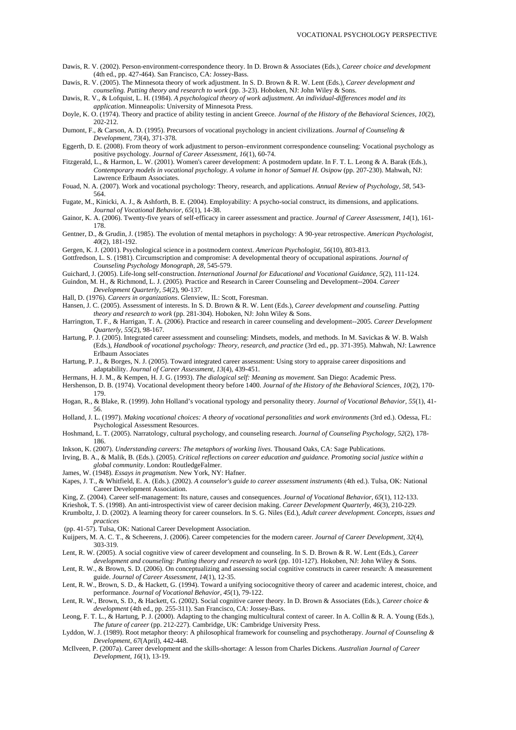Dawis, R. V. (2002). Person-environment-correspondence theory. In D. Brown & Associates (Eds.), *Career choice and development* (4th ed., pp. 427-464). San Francisco, CA: Jossey-Bass.

Dawis, R. V. (2005). The Minnesota theory of work adjustment. In S. D. Brown & R. W. Lent (Eds.), *Career development and counseling. Putting theory and research to work* (pp. 3-23). Hoboken, NJ: John Wiley & Sons.

Dawis, R. V., & Lofquist, L. H. (1984). *A psychological theory of work adjustment. An individual-differences model and its application*. Minneapolis: University of Minnesota Press.

Doyle, K. O. (1974). Theory and practice of ability testing in ancient Greece. *Journal of the History of the Behavioral Sciences, 10*(2), 202-212.

Dumont, F., & Carson, A. D. (1995). Precursors of vocational psychology in ancient civilizations. *Journal of Counseling & Development, 73*(4), 371-378.

Eggerth, D. E. (2008). From theory of work adjustment to person–environment correspondence counseling: Vocational psychology as positive psychology. *Journal of Career Assessment, 16*(1), 60-74.

Fitzgerald, L., & Harmon, L. W. (2001). Women's career development: A postmodern update. In F. T. L. Leong & A. Barak (Eds.), *Contemporary models in vocational psychology. A volume in honor of Samuel H. Osipow* (pp. 207-230). Mahwah, NJ: Lawrence Erlbaum Associates.

Fouad, N. A. (2007). Work and vocational psychology: Theory, research, and applications. *Annual Review of Psychology, 58*, 543-564.

Fugate, M., Kinicki, A. J., & Ashforth, B. E. (2004). Employability: A psycho-social construct, its dimensions, and applications. *Journal of Vocational Behavior, 65*(1), 14-38.

Gainor, K. A. (2006). Twenty-five years of self-efficacy in career assessment and practice. *Journal of Career Assessment, 14*(1), 161-178.

Gentner, D., & Grudin, J. (1985). The evolution of mental metaphors in psychology: A 90-year retrospective. *American Psychologist, 40*(2), 181-192.

Gergen, K. J. (2001). Psychological science in a postmodern context. *American Psychologist, 56*(10), 803-813.

Gottfredson, L. S. (1981). Circumscription and compromise: A developmental theory of occupational aspirations. *Journal of Counseling Psychology Monograph, 28*, 545-579.

Guichard, J. (2005). Life-long self-construction. *International Journal for Educational and Vocational Guidance, 5*(2), 111-124.

Guindon, M. H., & Richmond, L. J. (2005). Practice and Research in Career Counseling and Development--2004. *Career Development Quarterly, 54*(2), 90-137.

Hall, D. (1976). *Careers in organizations*. Glenview, IL: Scott, Foresman.

Hansen, J. C. (2005). Assessment of interests. In S. D. Brown & R. W. Lent (Eds.), *Career development and counseling. Putting theory and research to work* (pp. 281-304). Hoboken, NJ: John Wiley & Sons.

Harrington, T. F., & Harrigan, T. A. (2006). Practice and research in career counseling and development--2005. *Career Development Quarterly, 55*(2), 98-167.

Hartung, P. J. (2005). Integrated career assessment and counseling: Mindsets, models, and methods. In M. Savickas & W. B. Walsh (Eds.), *Handbook of vocational psychology: Theory, research, and practice* (3rd ed., pp. 371-395). Mahwah, NJ: Lawrence Erlbaum Associates

Hartung, P. J., & Borges, N. J. (2005). Toward integrated career assessment: Using story to appraise career dispositions and adaptability. *Journal of Career Assessment, 13*(4), 439-451.

Hermans, H. J. M., & Kempen, H. J. G. (1993). *The dialogical self: Meaning as movement*. San Diego: Academic Press.

Hershenson, D. B. (1974). Vocational development theory before 1400. *Journal of the History of the Behavioral Sciences, 10*(2), 170-179.

Hogan, R., & Blake, R. (1999). John Holland's vocational typology and personality theory. *Journal of Vocational Behavior, 55*(1), 41-56.

Holland, J. L. (1997). *Making vocational choices: A theory of vocational personalities and work environments* (3rd ed.). Odessa, FL: Psychological Assessment Resources.

Hoshmand, L. T. (2005). Narratology, cultural psychology, and counseling research. *Journal of Counseling Psychology, 52*(2), 178-186.

Inkson, K. (2007). *Understanding careers: The metaphors of working lives*. Thousand Oaks, CA: Sage Publications.

Irving, B. A., & Malik, B. (Eds.). (2005). *Critical reflections on career education and guidance. Promoting social justice within a global community*. London: RoutledgeFalmer.

James, W. (1948). *Essays in pragmatism*. New York, NY: Hafner.

Kapes, J. T., & Whitfield, E. A. (Eds.). (2002). *A counselor's guide to career assessment instruments* (4th ed.). Tulsa, OK: National Career Development Association.

King, Z. (2004). Career self-management: Its nature, causes and consequences. *Journal of Vocational Behavior, 65*(1), 112-133.

Krieshok, T. S. (1998). An anti-introspectivist view of career decision making. *Career Development Quarterly, 46*(3), 210-229.

Krumboltz, J. D. (2002). A learning theory for career counselors. In S. G. Niles (Ed.), *Adult career development. Concepts, issues and practices* (pp. 41-57). Tulsa, OK: National Career Development Association.

Kuijpers, M. A. C. T., & Scheerens, J. (2006). Career competencies for the modern career. *Journal of Career Development, 32*(4), 303-319.

Lent, R. W. (2005). A social cognitive view of career development and counseling. In S. D. Brown & R. W. Lent (Eds.), *Career development and counseling: Putting theory and research to work* (pp. 101-127). Hokoben, NJ: John Wiley & Sons.

Lent, R. W., & Brown, S. D. (2006). On conceptualizing and assessing social cognitive constructs in career research: A measurement guide. *Journal of Career Assessment, 14*(1), 12-35.

Lent, R. W., Brown, S. D., & Hackett, G. (1994). Toward a unifying sociocognitive theory of career and academic interest, choice, and performance. *Journal of Vocational Behavior, 45*(1), 79-122.

Lent, R. W., Brown, S. D., & Hackett, G. (2002). Social cognitive career theory. In D. Brown & Associates (Eds.), *Career choice & development* (4th ed., pp. 255-311). San Francisco, CA: Jossey-Bass.

Leong, F. T. L., & Hartung, P. J. (2000). Adapting to the changing multicultural context of career. In A. Collin & R. A. Young (Eds.), *The future of career* (pp. 212-227). Cambridge, UK: Cambridge University Press.

Lyddon, W. J. (1989). Root metaphor theory: A philosophical framework for counseling and psychotherapy. *Journal of Counseling & Development, 67*(April), 442-448.

McIlveen, P. (2007a). Career development and the skills-shortage: A lesson from Charles Dickens. *Australian Journal of Career Development, 16*(1), 13-19.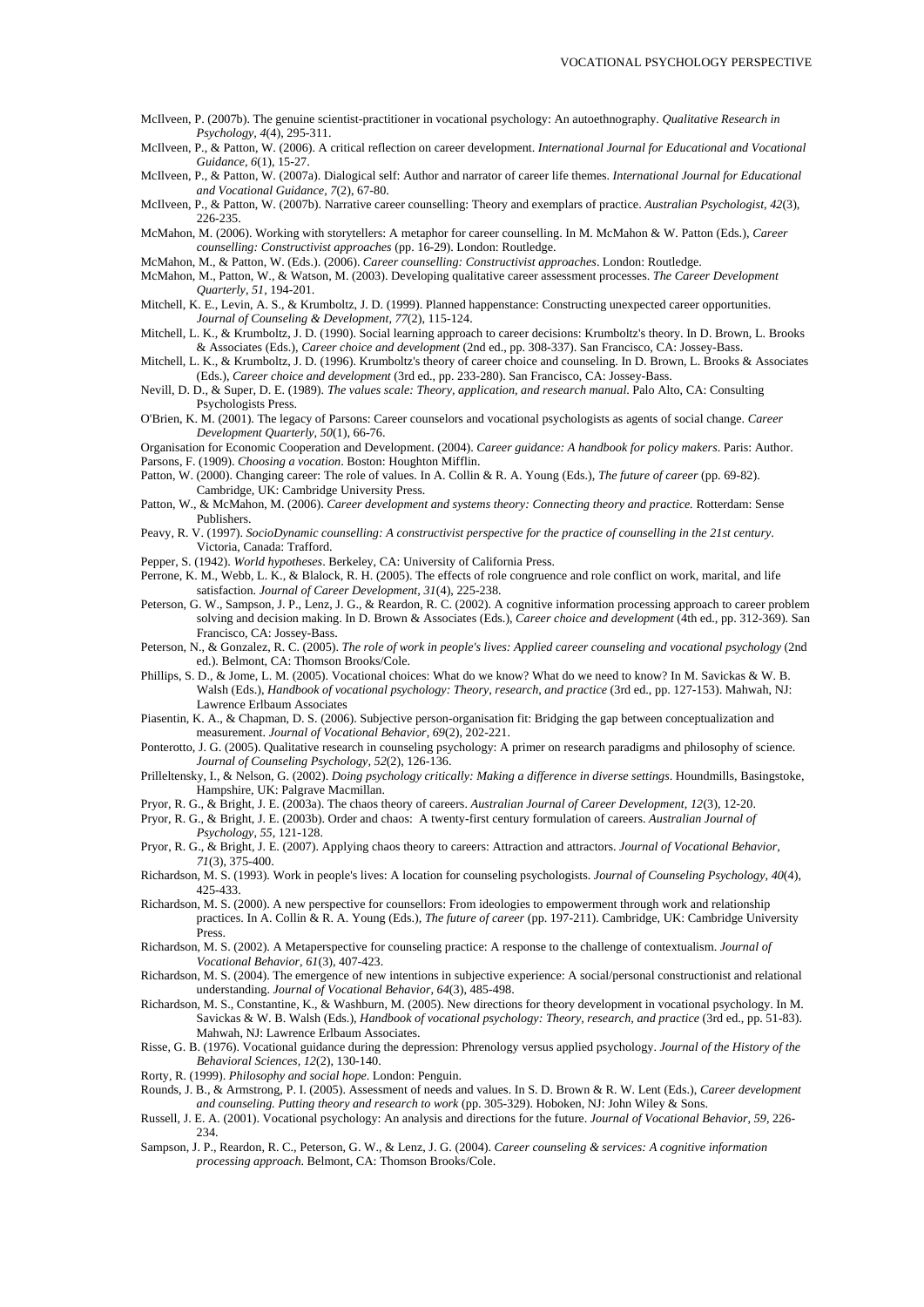McIlveen, P. (2007b). The genuine scientist-practitioner in vocational psychology: An autoethnography. *Qualitative Research in Psychology, 4*(4), 295-311.

McIlveen, P., & Patton, W. (2006). A critical reflection on career development. *International Journal for Educational and Vocational Guidance, 6*(1), 15-27.

McIlveen, P., & Patton, W. (2007a). Dialogical self: Author and narrator of career life themes. *International Journal for Educational and Vocational Guidance, 7*(2), 67-80.

McIlveen, P., & Patton, W. (2007b). Narrative career counselling: Theory and exemplars of practice. *Australian Psychologist, 42*(3), 226-235.

McMahon, M. (2006). Working with storytellers: A metaphor for career counselling. In M. McMahon & W. Patton (Eds.), *Career counselling: Constructivist approaches* (pp. 16-29). London: Routledge.

McMahon, M., & Patton, W. (Eds.). (2006). *Career counselling: Constructivist approaches*. London: Routledge.

McMahon, M., Patton, W., & Watson, M. (2003). Developing qualitative career assessment processes. *The Career Development Quarterly, 51*, 194-201.

Mitchell, K. E., Levin, A. S., & Krumboltz, J. D. (1999). Planned happenstance: Constructing unexpected career opportunities. *Journal of Counseling & Development, 77*(2), 115-124.

Mitchell, L. K., & Krumboltz, J. D. (1990). Social learning approach to career decisions: Krumboltz's theory. In D. Brown, L. Brooks & Associates (Eds.), *Career choice and development* (2nd ed., pp. 308-337). San Francisco, CA: Jossey-Bass.

Mitchell, L. K., & Krumboltz, J. D. (1996). Krumboltz's theory of career choice and counseling. In D. Brown, L. Brooks & Associates (Eds.), *Career choice and development* (3rd ed., pp. 233-280). San Francisco, CA: Jossey-Bass.

Nevill, D. D., & Super, D. E. (1989). *The values scale: Theory, application, and research manual*. Palo Alto, CA: Consulting Psychologists Press.

O'Brien, K. M. (2001). The legacy of Parsons: Career counselors and vocational psychologists as agents of social change. *Career Development Quarterly, 50*(1), 66-76.

Organisation for Economic Cooperation and Development. (2004). *Career guidance: A handbook for policy makers*. Paris: Author.

Parsons, F. (1909). *Choosing a vocation*. Boston: Houghton Mifflin.

Patton, W. (2000). Changing career: The role of values. In A. Collin & R. A. Young (Eds.), *The future of career* (pp. 69-82). Cambridge, UK: Cambridge University Press.

Patton, W., & McMahon, M. (2006). *Career development and systems theory: Connecting theory and practice.* Rotterdam: Sense Publishers.

Peavy, R. V. (1997). *SocioDynamic counselling: A constructivist perspective for the practice of counselling in the 21st century*. Victoria, Canada: Trafford.

Pepper, S. (1942). *World hypotheses*. Berkeley, CA: University of California Press.

Perrone, K. M., Webb, L. K., & Blalock, R. H. (2005). The effects of role congruence and role conflict on work, marital, and life satisfaction. *Journal of Career Development, 31*(4), 225-238.

Peterson, G. W., Sampson, J. P., Lenz, J. G., & Reardon, R. C. (2002). A cognitive information processing approach to career problem solving and decision making. In D. Brown & Associates (Eds.), *Career choice and development* (4th ed., pp. 312-369). San Francisco, CA: Jossey-Bass.

Peterson, N., & Gonzalez, R. C. (2005). *The role of work in people's lives: Applied career counseling and vocational psychology* (2nd ed.). Belmont, CA: Thomson Brooks/Cole.

Phillips, S. D., & Jome, L. M. (2005). Vocational choices: What do we know? What do we need to know? In M. Savickas & W. B. Walsh (Eds.), *Handbook of vocational psychology: Theory, research, and practice* (3rd ed., pp. 127-153). Mahwah, NJ: Lawrence Erlbaum Associates

Piasentin, K. A., & Chapman, D. S. (2006). Subjective person-organisation fit: Bridging the gap between conceptualization and measurement. *Journal of Vocational Behavior, 69*(2), 202-221.

Ponterotto, J. G. (2005). Qualitative research in counseling psychology: A primer on research paradigms and philosophy of science. *Journal of Counseling Psychology, 52*(2), 126-136.

Prilleltensky, I., & Nelson, G. (2002). *Doing psychology critically: Making a difference in diverse settings*. Houndmills, Basingstoke, Hampshire, UK: Palgrave Macmillan.

Pryor, R. G., & Bright, J. E. (2003a). The chaos theory of careers. *Australian Journal of Career Development, 12*(3), 12-20.

Pryor, R. G., & Bright, J. E. (2003b). Order and chaos: A twenty-first century formulation of careers. *Australian Journal of Psychology, 55*, 121-128.

Pryor, R. G., & Bright, J. E. (2007). Applying chaos theory to careers: Attraction and attractors. *Journal of Vocational Behavior, 71*(3), 375-400.

Richardson, M. S. (1993). Work in people's lives: A location for counseling psychologists. *Journal of Counseling Psychology, 40*(4), 425-433.

Richardson, M. S. (2000). A new perspective for counsellors: From ideologies to empowerment through work and relationship practices. In A. Collin & R. A. Young (Eds.), *The future of career* (pp. 197-211). Cambridge, UK: Cambridge University Press.

Richardson, M. S. (2002). A Metaperspective for counseling practice: A response to the challenge of contextualism. *Journal of Vocational Behavior, 61*(3), 407-423.

Richardson, M. S. (2004). The emergence of new intentions in subjective experience: A social/personal constructionist and relational understanding. *Journal of Vocational Behavior, 64*(3), 485-498.

Richardson, M. S., Constantine, K., & Washburn, M. (2005). New directions for theory development in vocational psychology. In M. Savickas & W. B. Walsh (Eds.), *Handbook of vocational psychology: Theory, research, and practice* (3rd ed., pp. 51-83). Mahwah, NJ: Lawrence Erlbaum Associates.

Risse, G. B. (1976). Vocational guidance during the depression: Phrenology versus applied psychology. *Journal of the History of the Behavioral Sciences, 12*(2), 130-140.

Rorty, R. (1999). *Philosophy and social hope*. London: Penguin.

Rounds, J. B., & Armstrong, P. I. (2005). Assessment of needs and values. In S. D. Brown & R. W. Lent (Eds.), *Career development and counseling. Putting theory and research to work* (pp. 305-329). Hoboken, NJ: John Wiley & Sons.

Russell, J. E. A. (2001). Vocational psychology: An analysis and directions for the future. *Journal of Vocational Behavior, 59*, 226-234.

Sampson, J. P., Reardon, R. C., Peterson, G. W., & Lenz, J. G. (2004). *Career counseling & services: A cognitive information processing approach*. Belmont, CA: Thomson Brooks/Cole.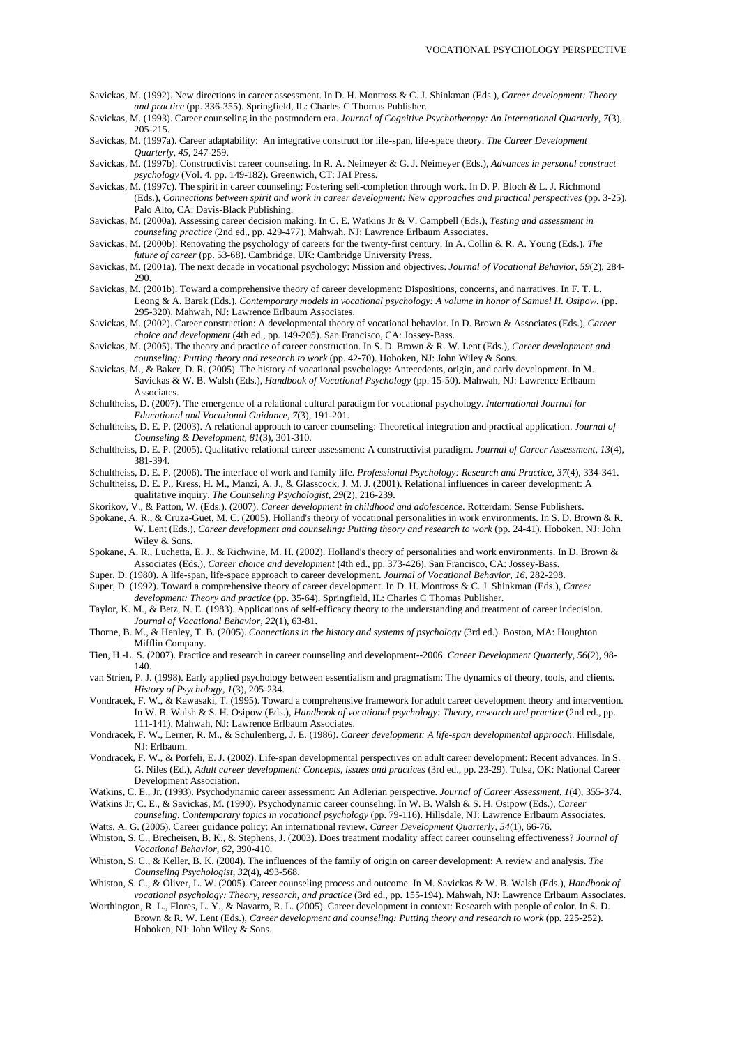Savickas, M. (1992). New directions in career assessment. In D. H. Montross & C. J. Shinkman (Eds.), *Career development: Theory and practice* (pp. 336-355). Springfield, IL: Charles C Thomas Publisher.

Savickas, M. (1993). Career counseling in the postmodern era. *Journal of Cognitive Psychotherapy: An International Quarterly, 7*(3), 205-215.

Savickas, M. (1997a). Career adaptability: An integrative construct for life-span, life-space theory. *The Career Development Quarterly, 45*, 247-259.

Savickas, M. (1997b). Constructivist career counseling. In R. A. Neimeyer & G. J. Neimeyer (Eds.), *Advances in personal construct psychology* (Vol. 4, pp. 149-182). Greenwich, CT: JAI Press.

Savickas, M. (1997c). The spirit in career counseling: Fostering self-completion through work. In D. P. Bloch & L. J. Richmond (Eds.), *Connections between spirit and work in career development: New approaches and practical perspectives* (pp. 3-25). Palo Alto, CA: Davis-Black Publishing.

Savickas, M. (2000a). Assessing career decision making. In C. E. Watkins Jr & V. Campbell (Eds.), *Testing and assessment in counseling practice* (2nd ed., pp. 429-477). Mahwah, NJ: Lawrence Erlbaum Associates.

Savickas, M. (2000b). Renovating the psychology of careers for the twenty-first century. In A. Collin & R. A. Young (Eds.), *The future of career* (pp. 53-68). Cambridge, UK: Cambridge University Press.

Savickas, M. (2001a). The next decade in vocational psychology: Mission and objectives. *Journal of Vocational Behavior, 59*(2), 284-290.

Savickas, M. (2001b). Toward a comprehensive theory of career development: Dispositions, concerns, and narratives. In F. T. L. Leong & A. Barak (Eds.), *Contemporary models in vocational psychology: A volume in honor of Samuel H. Osipow.* (pp. 295-320). Mahwah, NJ: Lawrence Erlbaum Associates.

Savickas, M. (2002). Career construction: A developmental theory of vocational behavior. In D. Brown & Associates (Eds.), *Career choice and development* (4th ed., pp. 149-205). San Francisco, CA: Jossey-Bass.

Savickas, M. (2005). The theory and practice of career construction. In S. D. Brown & R. W. Lent (Eds.), *Career development and counseling: Putting theory and research to work* (pp. 42-70). Hoboken, NJ: John Wiley & Sons.

Savickas, M., & Baker, D. R. (2005). The history of vocational psychology: Antecedents, origin, and early development. In M. Savickas & W. B. Walsh (Eds.), *Handbook of Vocational Psychology* (pp. 15-50). Mahwah, NJ: Lawrence Erlbaum Associates.

Schultheiss, D. (2007). The emergence of a relational cultural paradigm for vocational psychology. *International Journal for Educational and Vocational Guidance, 7*(3), 191-201.

Schultheiss, D. E. P. (2003). A relational approach to career counseling: Theoretical integration and practical application. *Journal of Counseling & Development, 81*(3), 301-310.

Schultheiss, D. E. P. (2005). Qualitative relational career assessment: A constructivist paradigm. *Journal of Career Assessment, 13*(4), 381-394.

Schultheiss, D. E. P. (2006). The interface of work and family life. *Professional Psychology: Research and Practice, 37*(4), 334-341.

Schultheiss, D. E. P., Kress, H. M., Manzi, A. J., & Glasscock, J. M. J. (2001). Relational influences in career development: A qualitative inquiry. *The Counseling Psychologist, 29*(2), 216-239.

Skorikov, V., & Patton, W. (Eds.). (2007). *Career development in childhood and adolescence*. Rotterdam: Sense Publishers.

Spokane, A. R., & Cruza-Guet, M. C. (2005). Holland's theory of vocational personalities in work environments. In S. D. Brown & R. W. Lent (Eds.), *Career development and counseling: Putting theory and research to work* (pp. 24-41). Hoboken, NJ: John Wiley & Sons.

Spokane, A. R., Luchetta, E. J., & Richwine, M. H. (2002). Holland's theory of personalities and work environments. In D. Brown & Associates (Eds.), *Career choice and development* (4th ed., pp. 373-426). San Francisco, CA: Jossey-Bass.

Super, D. (1980). A life-span, life-space approach to career development. *Journal of Vocational Behavior, 16*, 282-298.

Super, D. (1992). Toward a comprehensive theory of career development. In D. H. Montross & C. J. Shinkman (Eds.), *Career development: Theory and practice* (pp. 35-64). Springfield, IL: Charles C Thomas Publisher.

Taylor, K. M., & Betz, N. E. (1983). Applications of self-efficacy theory to the understanding and treatment of career indecision. *Journal of Vocational Behavior, 22*(1), 63-81.

Thorne, B. M., & Henley, T. B. (2005). *Connections in the history and systems of psychology* (3rd ed.). Boston, MA: Houghton Mifflin Company.

Tien, H.-L. S. (2007). Practice and research in career counseling and development--2006. *Career Development Quarterly, 56*(2), 98-140.

van Strien, P. J. (1998). Early applied psychology between essentialism and pragmatism: The dynamics of theory, tools, and clients. *History of Psychology, 1*(3), 205-234.

Vondracek, F. W., & Kawasaki, T. (1995). Toward a comprehensive framework for adult career development theory and intervention. In W. B. Walsh & S. H. Osipow (Eds.), *Handbook of vocational psychology: Theory, research and practice* (2nd ed., pp. 111-141). Mahwah, NJ: Lawrence Erlbaum Associates.

Vondracek, F. W., Lerner, R. M., & Schulenberg, J. E. (1986). *Career development: A life-span developmental approach*. Hillsdale, NJ: Erlbaum.

Vondracek, F. W., & Porfeli, E. J. (2002). Life-span developmental perspectives on adult career development: Recent advances. In S. G. Niles (Ed.), *Adult career development: Concepts, issues and practices* (3rd ed., pp. 23-29). Tulsa, OK: National Career Development Association.

Watkins, C. E., Jr. (1993). Psychodynamic career assessment: An Adlerian perspective. *Journal of Career Assessment, 1*(4), 355-374.

Watkins Jr, C. E., & Savickas, M. (1990). Psychodynamic career counseling. In W. B. Walsh & S. H. Osipow (Eds.), *Career counseling. Contemporary topics in vocational psychology* (pp. 79-116). Hillsdale, NJ: Lawrence Erlbaum Associates.

Watts, A. G. (2005). Career guidance policy: An international review. *Career Development Quarterly, 54*(1), 66-76.

Whiston, S. C., Brecheisen, B. K., & Stephens, J. (2003). Does treatment modality affect career counseling effectiveness? *Journal of Vocational Behavior, 62*, 390-410.

Whiston, S. C., & Keller, B. K. (2004). The influences of the family of origin on career development: A review and analysis. *The Counseling Psychologist, 32*(4), 493-568.

Whiston, S. C., & Oliver, L. W. (2005). Career counseling process and outcome. In M. Savickas & W. B. Walsh (Eds.), *Handbook of vocational psychology: Theory, research, and practice* (3rd ed., pp. 155-194). Mahwah, NJ: Lawrence Erlbaum Associates.

Worthington, R. L., Flores, L. Y., & Navarro, R. L. (2005). Career development in context: Research with people of color. In S. D. Brown & R. W. Lent (Eds.), *Career development and counseling: Putting theory and research to work* (pp. 225-252). Hoboken, NJ: John Wiley & Sons.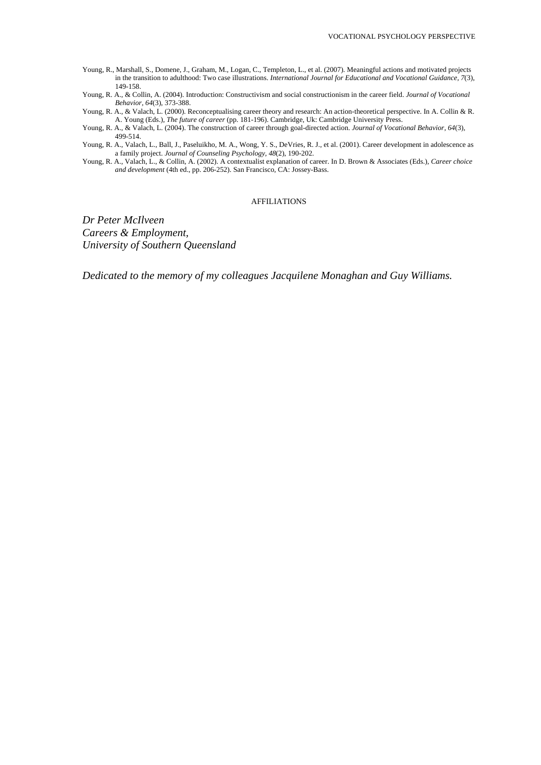Young, R., Marshall, S., Domene, J., Graham, M., Logan, C., Templeton, L., et al. (2007). Meaningful actions and motivated projects in the transition to adulthood: Two case illustrations. *International Journal for Educational and Vocational Guidance, 7*(3), 149-158.

Young, R. A., & Collin, A. (2004). Introduction: Constructivism and social constructionism in the career field. *Journal of Vocational Behavior, 64*(3), 373-388.

Young, R. A., & Valach, L. (2000). Reconceptualising career theory and research: An action-theoretical perspective. In A. Collin & R. A. Young (Eds.), *The future of career* (pp. 181-196). Cambridge, Uk: Cambridge University Press.

Young, R. A., & Valach, L. (2004). The construction of career through goal-directed action. *Journal of Vocational Behavior, 64*(3), 499-514.

Young, R. A., Valach, L., Ball, J., Paseluikho, M. A., Wong, Y. S., DeVries, R. J., et al. (2001). Career development in adolescence as a family project. *Journal of Counseling Psychology, 48*(2), 190-202.

Young, R. A., Valach, L., & Collin, A. (2002). A contextualist explanation of career. In D. Brown & Associates (Eds.), *Career choice and development* (4th ed., pp. 206-252). San Francisco, CA: Jossey-Bass.

## AFFILIATIONS

*Dr Peter McIlveen*
*Careers & Employment,*
*University of Southern Queensland*

*Dedicated to the memory of my colleagues Jacquilene Monaghan and Guy Williams.*